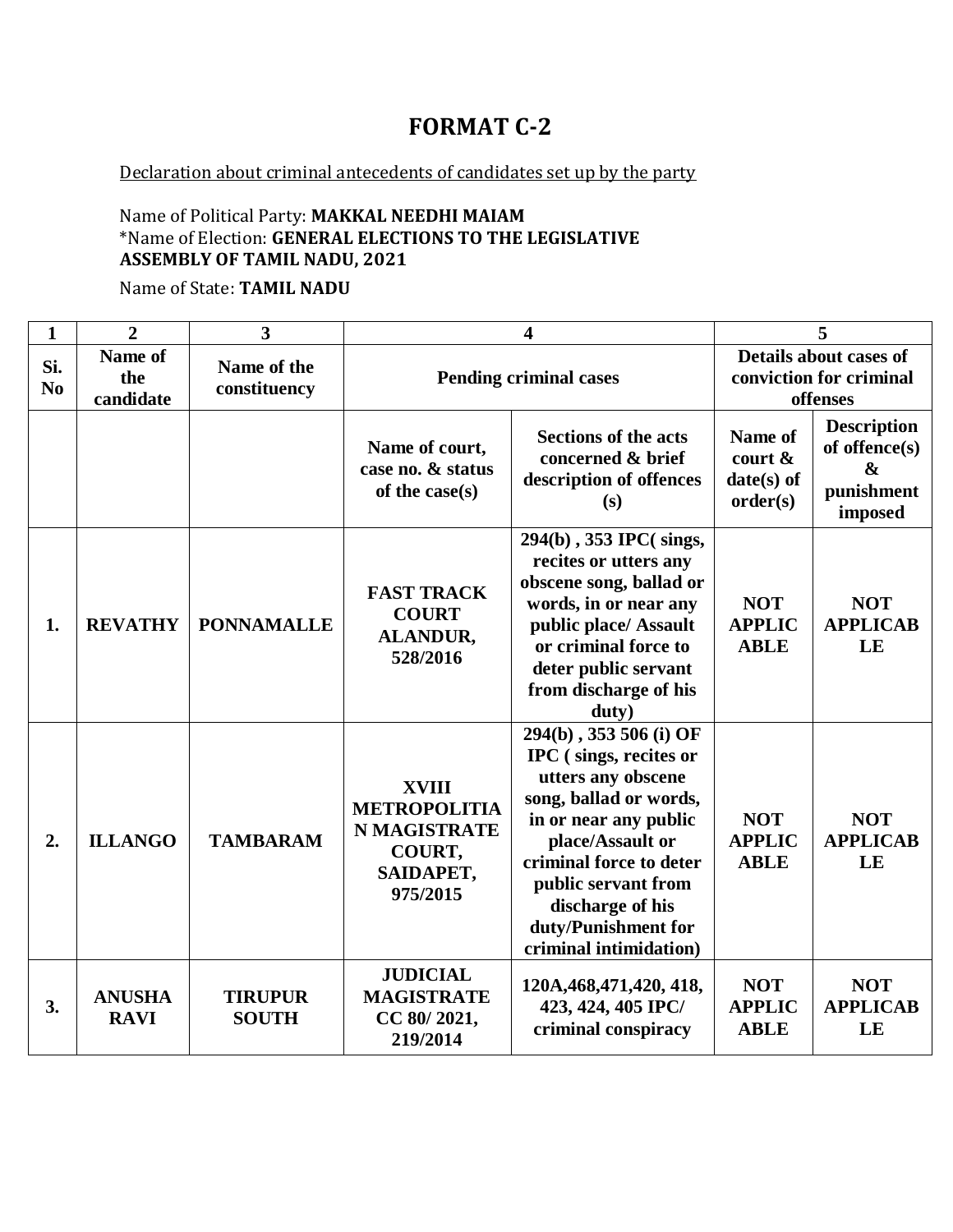# FORMAT C-2

Declaration about criminal antecedents of candidates set up by the party

Name of Political Party: **MAKKAL NEEDHI MAIAM**
*Name of Election: **GENERAL ELECTIONS TO THE LEGISLATIVE ASSEMBLY OF TAMIL NADU, 2021**

Name of State: **TAMIL NADU**

| 1 | 2 | 3 | 4 | | 5 | |
|---|---|---|---|---|---|---|
| **Si. No** | **Name of the candidate** | **Name of the constituency** | **Pending criminal cases** | | **Details about cases of conviction for criminal offenses** | |
| | | | **Name of court, case no. & status of the case(s)** | **Sections of the acts concerned & brief description of offences (s)** | **Name of court & date(s) of order(s)** | **Description of offence(s) & punishment imposed** |
| **1.** | **REVATHY** | **PONNAMALLE** | **FAST TRACK COURT ALANDUR, 528/2016** | **294(b) , 353 IPC( sings, recites or utters any obscene song, ballad or words, in or near any public place/ Assault or criminal force to deter public servant from discharge of his duty)** | **NOT APPLICABLE** | **NOT APPLICABLE** |
| **2.** | **ILLANGO** | **TAMBARAM** | **XVIII METROPOLITIAN MAGISTRATE COURT, SAIDAPET, 975/2015** | **294(b) , 353 506 (i) OF IPC ( sings, recites or utters any obscene song, ballad or words, in or near any public place/Assault or criminal force to deter public servant from discharge of his duty/Punishment for criminal intimidation)** | **NOT APPLICABLE** | **NOT APPLICABLE** |
| **3.** | **ANUSHA RAVI** | **TIRUPUR SOUTH** | **JUDICIAL MAGISTRATE CC 80/ 2021, 219/2014** | **120A,468,471,420, 418, 423, 424, 405 IPC/ criminal conspiracy** | **NOT APPLICABLE** | **NOT APPLICABLE** |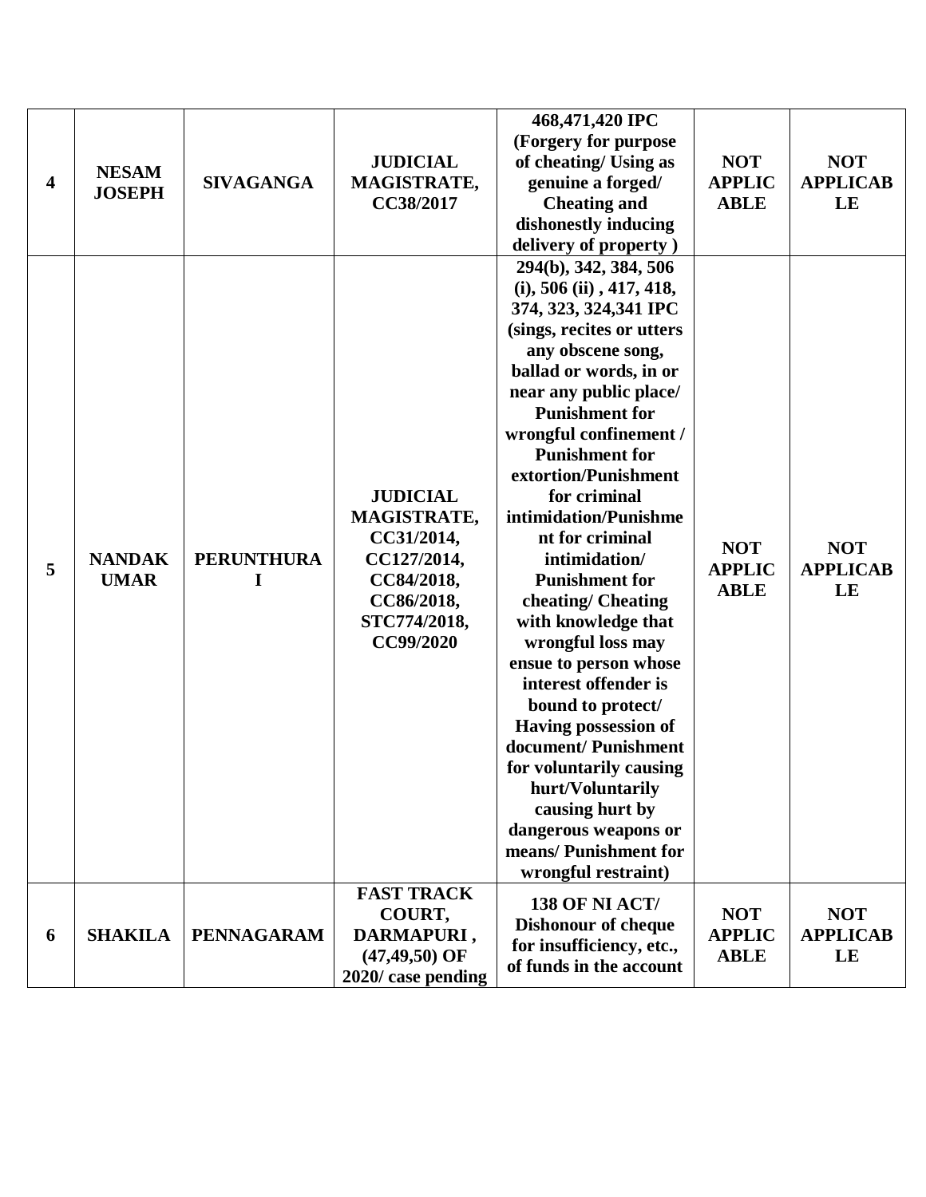| 4 | NESAM JOSEPH | SIVAGANGA | JUDICIAL MAGISTRATE, CC38/2017 | 468,471,420 IPC (Forgery for purpose of cheating/ Using as genuine a forged/ Cheating and dishonestly inducing delivery of property ) | NOT APPLICABLE | NOT APPLICABLE |
|---|---|---|---|---|---|---|
| 5 | NANDAKUMAR | PERUNTHURAI | JUDICIAL MAGISTRATE, CC31/2014, CC127/2014, CC84/2018, CC86/2018, STC774/2018, CC99/2020 | 294(b), 342, 384, 506 (i), 506 (ii) , 417, 418, 374, 323, 324,341 IPC (sings, recites or utters any obscene song, ballad or words, in or near any public place/ Punishment for wrongful confinement / Punishment for extortion/Punishment for criminal intimidation/Punishment for criminal intimidation/ Punishment for cheating/ Cheating with knowledge that wrongful loss may ensue to person whose interest offender is bound to protect/ Having possession of document/ Punishment for voluntarily causing hurt/Voluntarily causing hurt by dangerous weapons or means/ Punishment for wrongful restraint) | NOT APPLICABLE | NOT APPLICABLE |
| 6 | SHAKILA | PENNAGARAM | FAST TRACK COURT, DARMAPURI , (47,49,50) OF 2020/ case pending | 138 OF NI ACT/ Dishonour of cheque for insufficiency, etc., of funds in the account | NOT APPLICABLE | NOT APPLICABLE |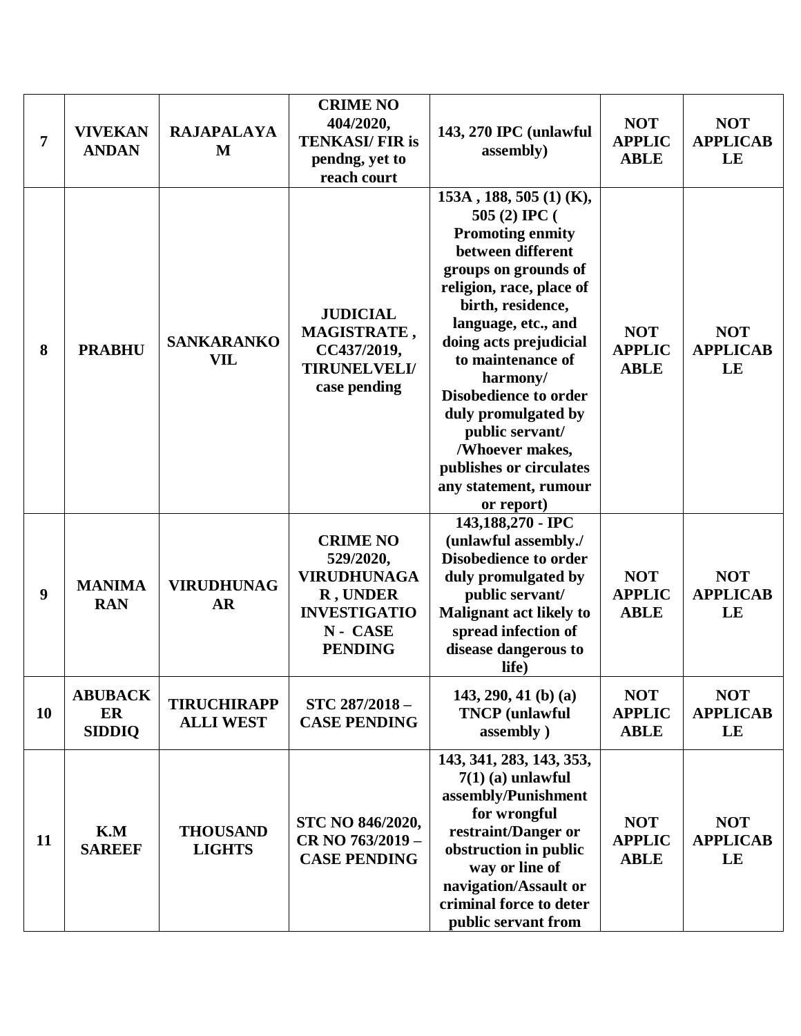| 7 | VIVEKANANDAN | RAJAPALAYAM | CRIME NO 404/2020, TENKASI/ FIR is pendng, yet to reach court | 143, 270 IPC (unlawful assembly) | NOT APPLICABLE | NOT APPLICABLE |
|---|---|---|---|---|---|---|
| 8 | PRABHU | SANKARANKOVIL | JUDICIAL MAGISTRATE , CC437/2019, TIRUNELVELI/ case pending | 153A , 188, 505 (1) (K), 505 (2) IPC ( Promoting enmity between different groups on grounds of religion, race, place of birth, residence, language, etc., and doing acts prejudicial to maintenance of harmony/ Disobedience to order duly promulgated by public servant/ /Whoever makes, publishes or circulates any statement, rumour or report) | NOT APPLICABLE | NOT APPLICABLE |
| 9 | MANIMARAN | VIRUDHUNAGAR | CRIME NO 529/2020, VIRUDHUNAGAR , UNDER INVESTIGATION - CASE PENDING | 143,188,270 - IPC (unlawful assembly./ Disobedience to order duly promulgated by public servant/ Malignant act likely to spread infection of disease dangerous to life) | NOT APPLICABLE | NOT APPLICABLE |
| 10 | ABUBACKER SIDDIQ | TIRUCHIRAPPALLI WEST | STC 287/2018 – CASE PENDING | 143, 290, 41 (b) (a) TNCP (unlawful assembly ) | NOT APPLICABLE | NOT APPLICABLE |
| 11 | K.M SAREEF | THOUSAND LIGHTS | STC NO 846/2020, CR NO 763/2019 – CASE PENDING | 143, 341, 283, 143, 353, 7(1) (a) unlawful assembly/Punishment for wrongful restraint/Danger or obstruction in public way or line of navigation/Assault or criminal force to deter public servant from | NOT APPLICABLE | NOT APPLICABLE |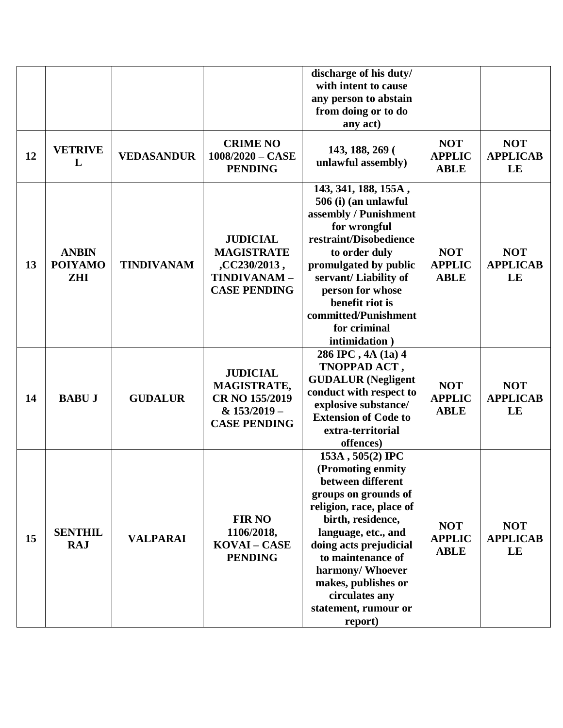| | | | | discharge of his duty/ with intent to cause any person to abstain from doing or to do any act) | | |
|---|---|---|---|---|---|---|
| 12 | VETRIVEL | VEDASANDUR | CRIME NO 1008/2020 – CASE PENDING | 143, 188, 269 ( unlawful assembly) | NOT APPLICABLE | NOT APPLICABLE |
| 13 | ANBIN POIYAMOZHI | TINDIVANAM | JUDICIAL MAGISTRATE ,CC230/2013 , TINDIVANAM – CASE PENDING | 143, 341, 188, 155A , 506 (i) (an unlawful assembly / Punishment for wrongful restraint/Disobedience to order duly promulgated by public servant/ Liability of person for whose benefit riot is committed/Punishment for criminal intimidation ) | NOT APPLICABLE | NOT APPLICABLE |
| 14 | BABU J | GUDALUR | JUDICIAL MAGISTRATE, CR NO 155/2019 & 153/2019 – CASE PENDING | 286 IPC , 4A (1a) 4 TNOPPAD ACT , GUDALUR (Negligent conduct with respect to explosive substance/ Extension of Code to extra-territorial offences) | NOT APPLICABLE | NOT APPLICABLE |
| 15 | SENTHIL RAJ | VALPARAI | FIR NO 1106/2018, KOVAI – CASE PENDING | 153A , 505(2) IPC (Promoting enmity between different groups on grounds of religion, race, place of birth, residence, language, etc., and doing acts prejudicial to maintenance of harmony/ Whoever makes, publishes or circulates any statement, rumour or report) | NOT APPLICABLE | NOT APPLICABLE |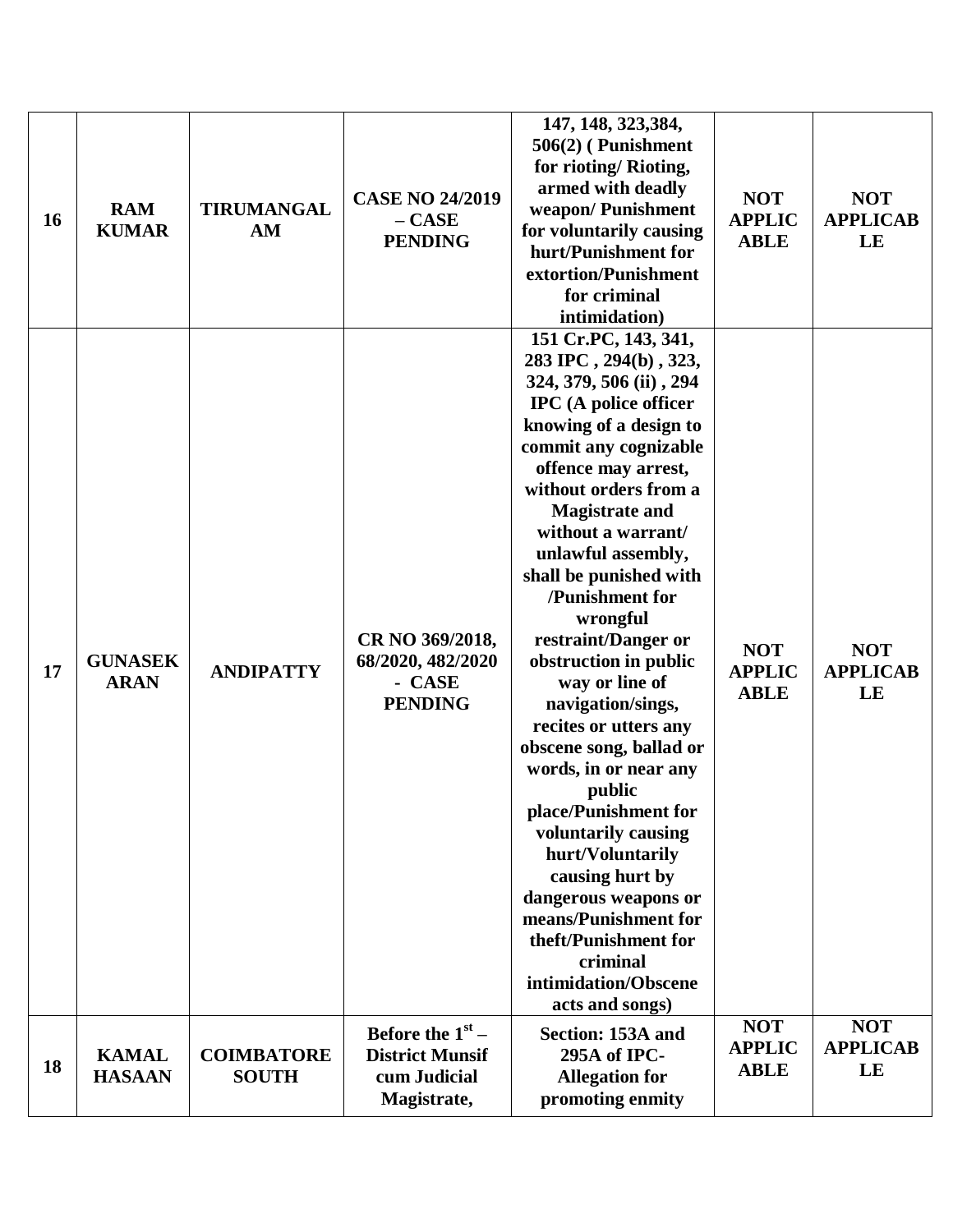| 16 | RAM KUMAR | TIRUMANGALAM | CASE NO 24/2019 – CASE PENDING | 147, 148, 323,384, 506(2) ( Punishment for rioting/ Rioting, armed with deadly weapon/ Punishment for voluntarily causing hurt/Punishment for extortion/Punishment for criminal intimidation) | NOT APPLICABLE | NOT APPLICABLE |
|---|---|---|---|---|---|---|
| 17 | GUNASEKARAN | ANDIPATTY | CR NO 369/2018, 68/2020, 482/2020 - CASE PENDING | 151 Cr.PC, 143, 341, 283 IPC , 294(b) , 323, 324, 379, 506 (ii) , 294 IPC (A police officer knowing of a design to commit any cognizable offence may arrest, without orders from a Magistrate and without a warrant/ unlawful assembly, shall be punished with /Punishment for wrongful restraint/Danger or obstruction in public way or line of navigation/sings, recites or utters any obscene song, ballad or words, in or near any public place/Punishment for voluntarily causing hurt/Voluntarily causing hurt by dangerous weapons or means/Punishment for theft/Punishment for criminal intimidation/Obscene acts and songs) | NOT APPLICABLE | NOT APPLICABLE |
| 18 | KAMAL HASAAN | COIMBATORE SOUTH | Before the 1st – District Munsif cum Judicial Magistrate, | Section: 153A and 295A of IPC- Allegation for promoting enmity | NOT APPLICABLE | NOT APPLICABLE |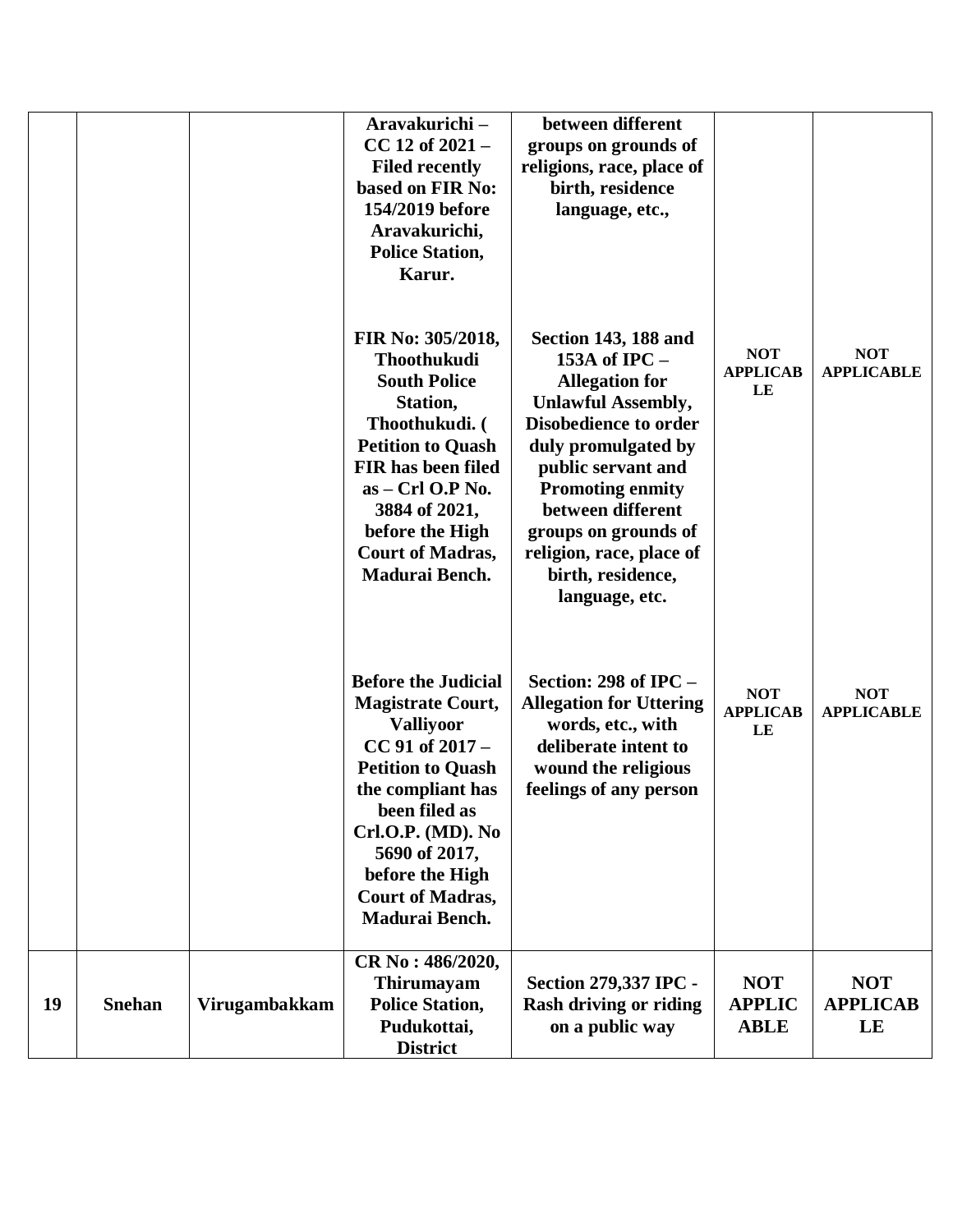| | | | Aravakurichi – CC 12 of 2021 – Filed recently based on FIR No: 154/2019 before Aravakurichi, Police Station, Karur. | between different groups on grounds of religions, race, place of birth, residence language, etc., | | |
|---|---|---|---|---|---|---|
| | | | FIR No: 305/2018, Thoothukudi South Police Station, Thoothukudi. ( Petition to Quash FIR has been filed as – Crl O.P No. 3884 of 2021, before the High Court of Madras, Madurai Bench. | Section 143, 188 and 153A of IPC – Allegation for Unlawful Assembly, Disobedience to order duly promulgated by public servant and Promoting enmity between different groups on grounds of religion, race, place of birth, residence, language, etc. | NOT APPLICABLE | NOT APPLICABLE |
| | | | Before the Judicial Magistrate Court, Valliyoor CC 91 of 2017 – Petition to Quash the compliant has been filed as Crl.O.P. (MD). No 5690 of 2017, before the High Court of Madras, Madurai Bench. | Section: 298 of IPC – Allegation for Uttering words, etc., with deliberate intent to wound the religious feelings of any person | NOT APPLICABLE | NOT APPLICABLE |
| 19 | Snehan | Virugambakkam | CR No : 486/2020, Thirumayam Police Station, Pudukottai, District | Section 279,337 IPC - Rash driving or riding on a public way | NOT APPLICABLE | NOT APPLICABLE |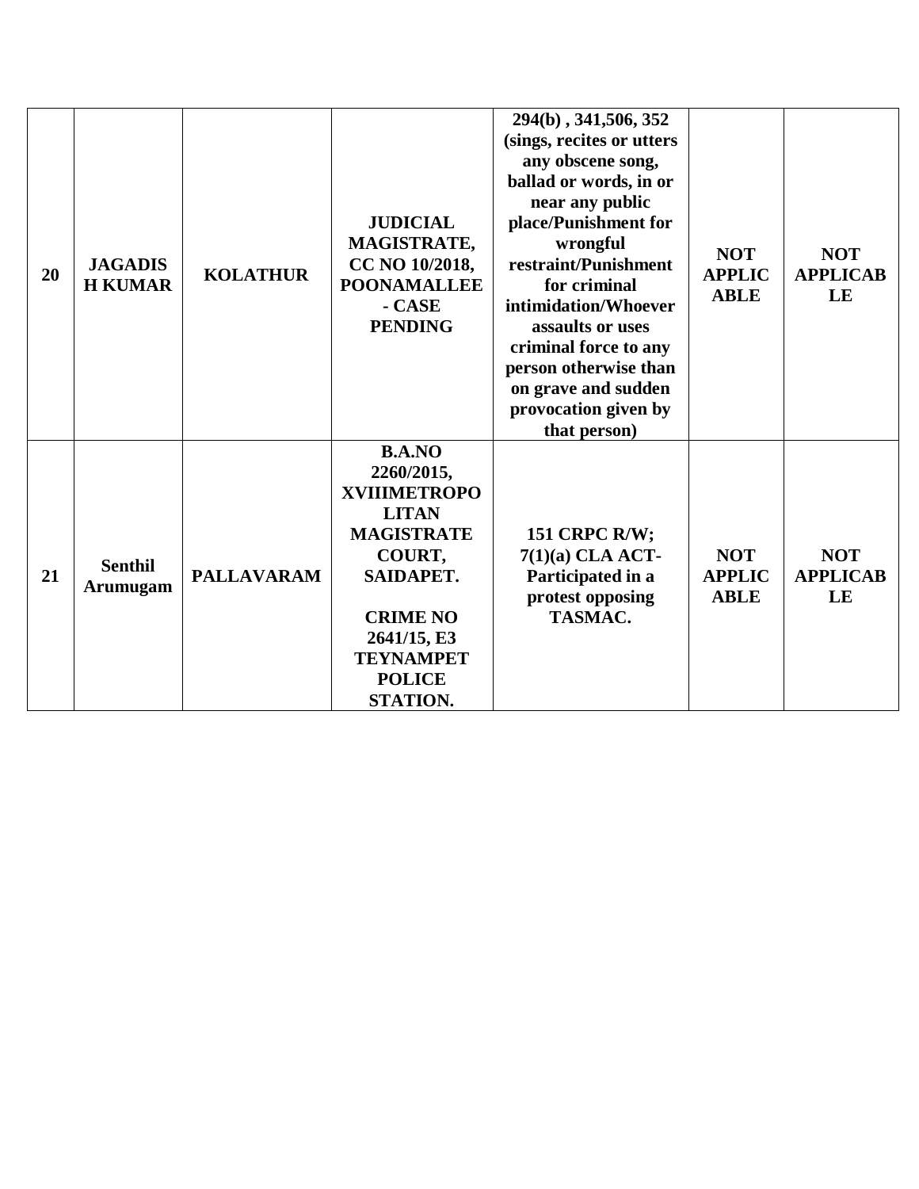| | | | | | | |
|---|---|---|---|---|---|---|
| **20** | **JAGADISH KUMAR** | **KOLATHUR** | **JUDICIAL MAGISTRATE, CC NO 10/2018, POONAMALLEE - CASE PENDING** | **294(b) , 341,506, 352 (sings, recites or utters any obscene song, ballad or words, in or near any public place/Punishment for wrongful restraint/Punishment for criminal intimidation/Whoever assaults or uses criminal force to any person otherwise than on grave and sudden provocation given by that person)** | **NOT APPLICABLE** | **NOT APPLICABLE** |
| **21** | **Senthil Arumugam** | **PALLAVARAM** | **B.A.NO 2260/2015, XVIIIMETROPOLITAN MAGISTRATE COURT, SAIDAPET.**<br><br>**CRIME NO 2641/15, E3 TEYNAMPET POLICE STATION.** | **151 CRPC R/W; 7(1)(a) CLA ACT- Participated in a protest opposing TASMAC.** | **NOT APPLICABLE** | **NOT APPLICABLE** |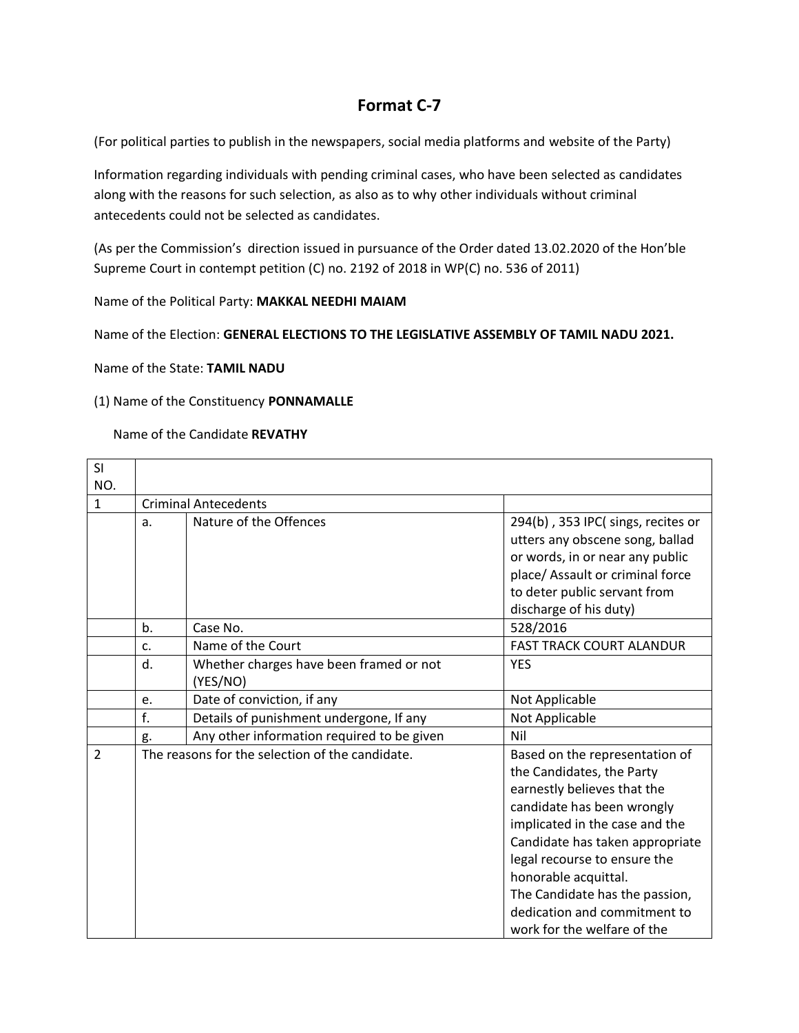# Format C-7

(For political parties to publish in the newspapers, social media platforms and website of the Party)

Information regarding individuals with pending criminal cases, who have been selected as candidates along with the reasons for such selection, as also as to why other individuals without criminal antecedents could not be selected as candidates.

(As per the Commission's direction issued in pursuance of the Order dated 13.02.2020 of the Hon'ble Supreme Court in contempt petition (C) no. 2192 of 2018 in WP(C) no. 536 of 2011)

Name of the Political Party: **MAKKAL NEEDHI MAIAM**

Name of the Election: **GENERAL ELECTIONS TO THE LEGISLATIVE ASSEMBLY OF TAMIL NADU 2021.**

Name of the State: **TAMIL NADU**

(1) Name of the Constituency **PONNAMALLE**

Name of the Candidate **REVATHY**

| SI NO. | | | |
|---|---|---|---|
| 1 | Criminal Antecedents | | |
| | a. | Nature of the Offences | 294(b) , 353 IPC( sings, recites or utters any obscene song, ballad or words, in or near any public place/ Assault or criminal force to deter public servant from discharge of his duty) |
| | b. | Case No. | 528/2016 |
| | c. | Name of the Court | FAST TRACK COURT ALANDUR |
| | d. | Whether charges have been framed or not (YES/NO) | YES |
| | e. | Date of conviction, if any | Not Applicable |
| | f. | Details of punishment undergone, If any | Not Applicable |
| | g. | Any other information required to be given | Nil |
| 2 | The reasons for the selection of the candidate. | | Based on the representation of the Candidates, the Party earnestly believes that the candidate has been wrongly implicated in the case and the Candidate has taken appropriate legal recourse to ensure the honorable acquittal. The Candidate has the passion, dedication and commitment to work for the welfare of the |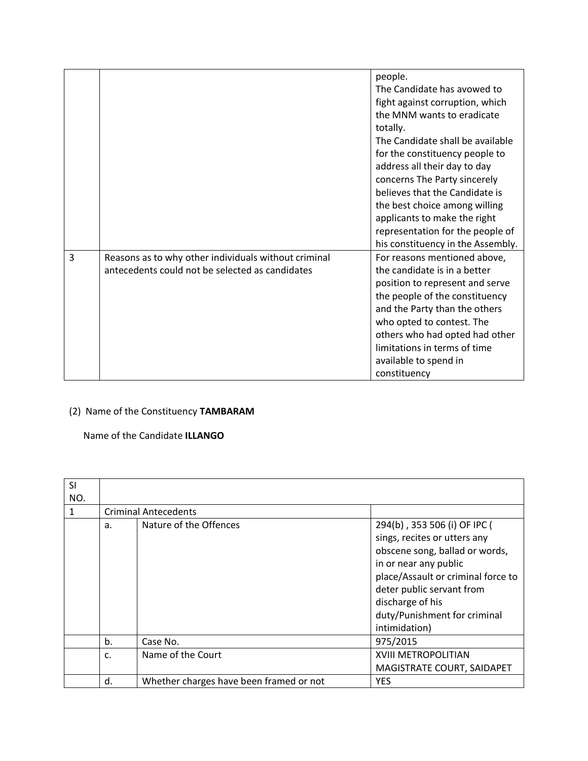|  |  | people.<br>The Candidate has avowed to fight against corruption, which the MNM wants to eradicate totally.<br>The Candidate shall be available for the constituency people to address all their day to day concerns The Party sincerely believes that the Candidate is the best choice among willing applicants to make the right representation for the people of his constituency in the Assembly. |
|---|---|---|
| 3 | Reasons as to why other individuals without criminal antecedents could not be selected as candidates | For reasons mentioned above, the candidate is in a better position to represent and serve the people of the constituency and the Party than the others who opted to contest. The others who had opted had other limitations in terms of time available to spend in constituency |

(2) Name of the Constituency **TAMBARAM**

Name of the Candidate **ILLANGO**

| SI NO. |  |  |  |
|---|---|---|---|
| 1 | Criminal Antecedents |  |  |
|  | a. | Nature of the Offences | 294(b) , 353 506 (i) OF IPC ( sings, recites or utters any obscene song, ballad or words, in or near any public place/Assault or criminal force to deter public servant from discharge of his duty/Punishment for criminal intimidation) |
|  | b. | Case No. | 975/2015 |
|  | c. | Name of the Court | XVIII METROPOLITIAN MAGISTRATE COURT, SAIDAPET |
|  | d. | Whether charges have been framed or not | YES |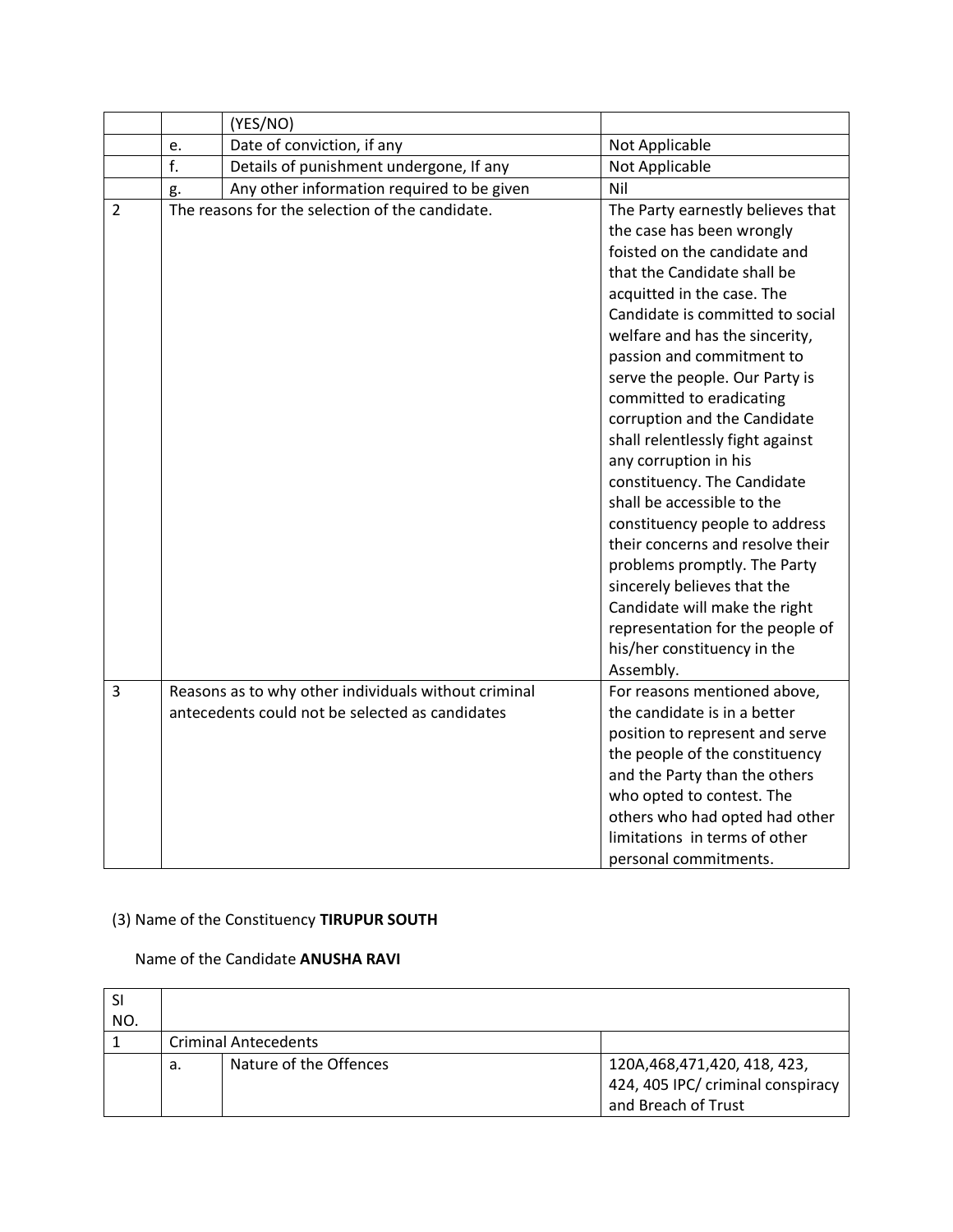| | | (YES/NO) | |
|---|---|---|---|
| | e. | Date of conviction, if any | Not Applicable |
| | f. | Details of punishment undergone, If any | Not Applicable |
| | g. | Any other information required to be given | Nil |
| 2 | The reasons for the selection of the candidate. | | The Party earnestly believes that the case has been wrongly foisted on the candidate and that the Candidate shall be acquitted in the case. The Candidate is committed to social welfare and has the sincerity, passion and commitment to serve the people. Our Party is committed to eradicating corruption and the Candidate shall relentlessly fight against any corruption in his constituency. The Candidate shall be accessible to the constituency people to address their concerns and resolve their problems promptly. The Party sincerely believes that the Candidate will make the right representation for the people of his/her constituency in the Assembly. |
| 3 | Reasons as to why other individuals without criminal antecedents could not be selected as candidates | | For reasons mentioned above, the candidate is in a better position to represent and serve the people of the constituency and the Party than the others who opted to contest. The others who had opted had other limitations in terms of other personal commitments. |

(3) Name of the Constituency **TIRUPUR SOUTH**

Name of the Candidate **ANUSHA RAVI**

| SI NO. | | | |
|---|---|---|---|
| 1 | Criminal Antecedents | | |
| | a. | Nature of the Offences | 120A,468,471,420, 418, 423, 424, 405 IPC/ criminal conspiracy and Breach of Trust |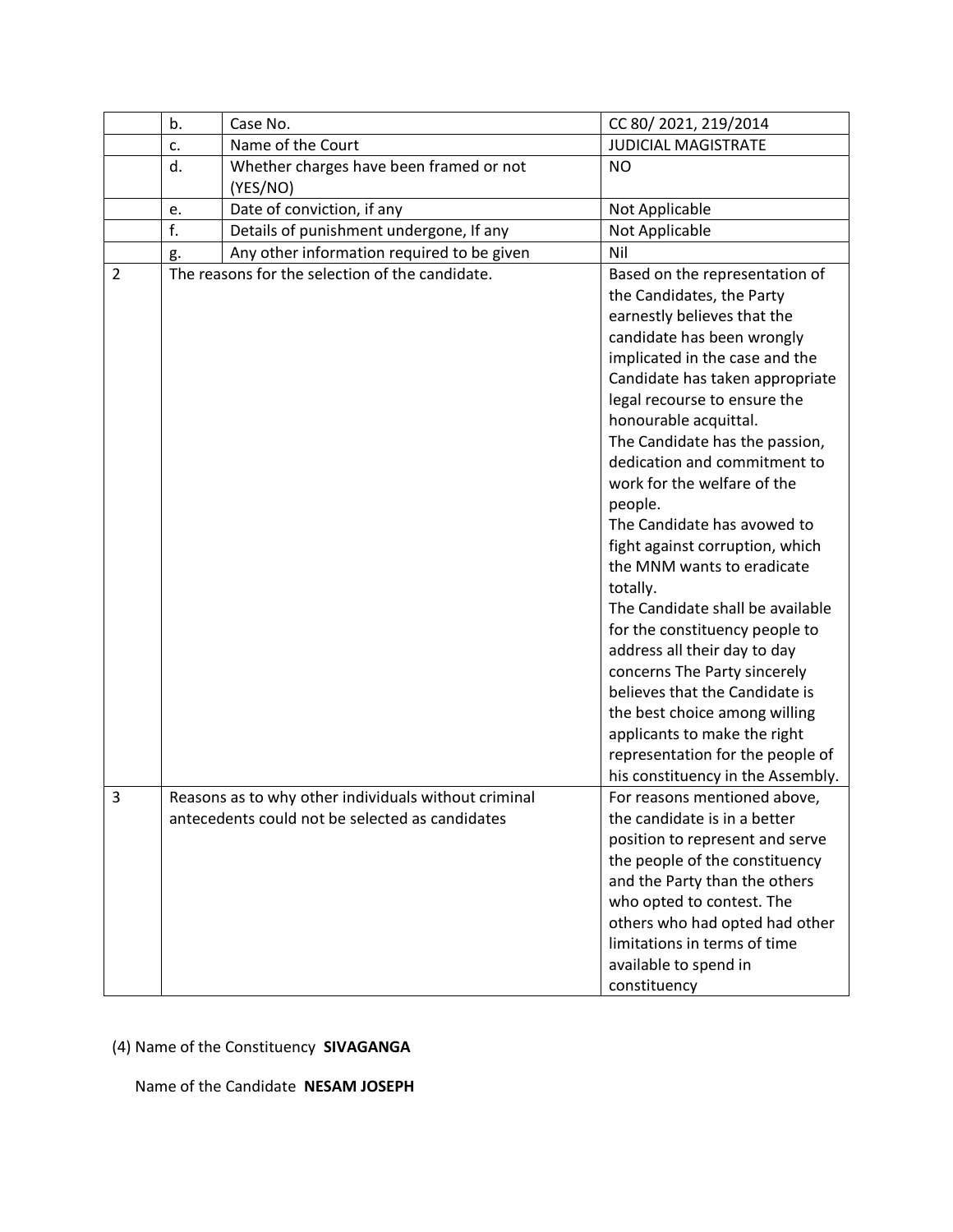| | | | |
|---|---|---|---|
| | b. | Case No. | CC 80/ 2021, 219/2014 |
| | c. | Name of the Court | JUDICIAL MAGISTRATE |
| | d. | Whether charges have been framed or not (YES/NO) | NO |
| | e. | Date of conviction, if any | Not Applicable |
| | f. | Details of punishment undergone, If any | Not Applicable |
| | g. | Any other information required to be given | Nil |
| 2 | The reasons for the selection of the candidate. | | Based on the representation of the Candidates, the Party earnestly believes that the candidate has been wrongly implicated in the case and the Candidate has taken appropriate legal recourse to ensure the honourable acquittal.<br>The Candidate has the passion, dedication and commitment to work for the welfare of the people.<br>The Candidate has avowed to fight against corruption, which the MNM wants to eradicate totally.<br>The Candidate shall be available for the constituency people to address all their day to day concerns The Party sincerely believes that the Candidate is the best choice among willing applicants to make the right representation for the people of his constituency in the Assembly. |
| 3 | Reasons as to why other individuals without criminal antecedents could not be selected as candidates | | For reasons mentioned above, the candidate is in a better position to represent and serve the people of the constituency and the Party than the others who opted to contest. The others who had opted had other limitations in terms of time available to spend in constituency |

(4) Name of the Constituency **SIVAGANGA**

Name of the Candidate **NESAM JOSEPH**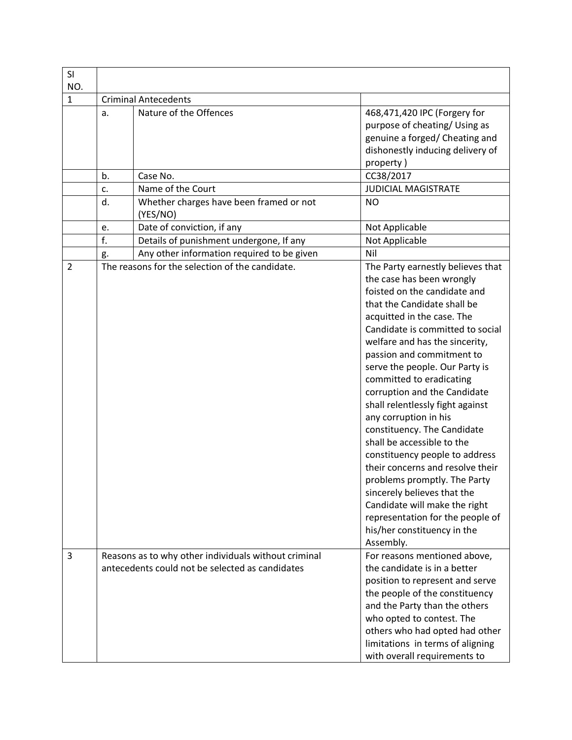| Sl NO. | | | |
|---|---|---|---|
| 1 | Criminal Antecedents | | |
| | a. | Nature of the Offences | 468,471,420 IPC (Forgery for purpose of cheating/ Using as genuine a forged/ Cheating and dishonestly inducing delivery of property ) |
| | b. | Case No. | CC38/2017 |
| | c. | Name of the Court | JUDICIAL MAGISTRATE |
| | d. | Whether charges have been framed or not (YES/NO) | NO |
| | e. | Date of conviction, if any | Not Applicable |
| | f. | Details of punishment undergone, If any | Not Applicable |
| | g. | Any other information required to be given | Nil |
| 2 | The reasons for the selection of the candidate. | | The Party earnestly believes that the case has been wrongly foisted on the candidate and that the Candidate shall be acquitted in the case. The Candidate is committed to social welfare and has the sincerity, passion and commitment to serve the people. Our Party is committed to eradicating corruption and the Candidate shall relentlessly fight against any corruption in his constituency. The Candidate shall be accessible to the constituency people to address their concerns and resolve their problems promptly. The Party sincerely believes that the Candidate will make the right representation for the people of his/her constituency in the Assembly. |
| 3 | Reasons as to why other individuals without criminal antecedents could not be selected as candidates | | For reasons mentioned above, the candidate is in a better position to represent and serve the people of the constituency and the Party than the others who opted to contest. The others who had opted had other limitations in terms of aligning with overall requirements to |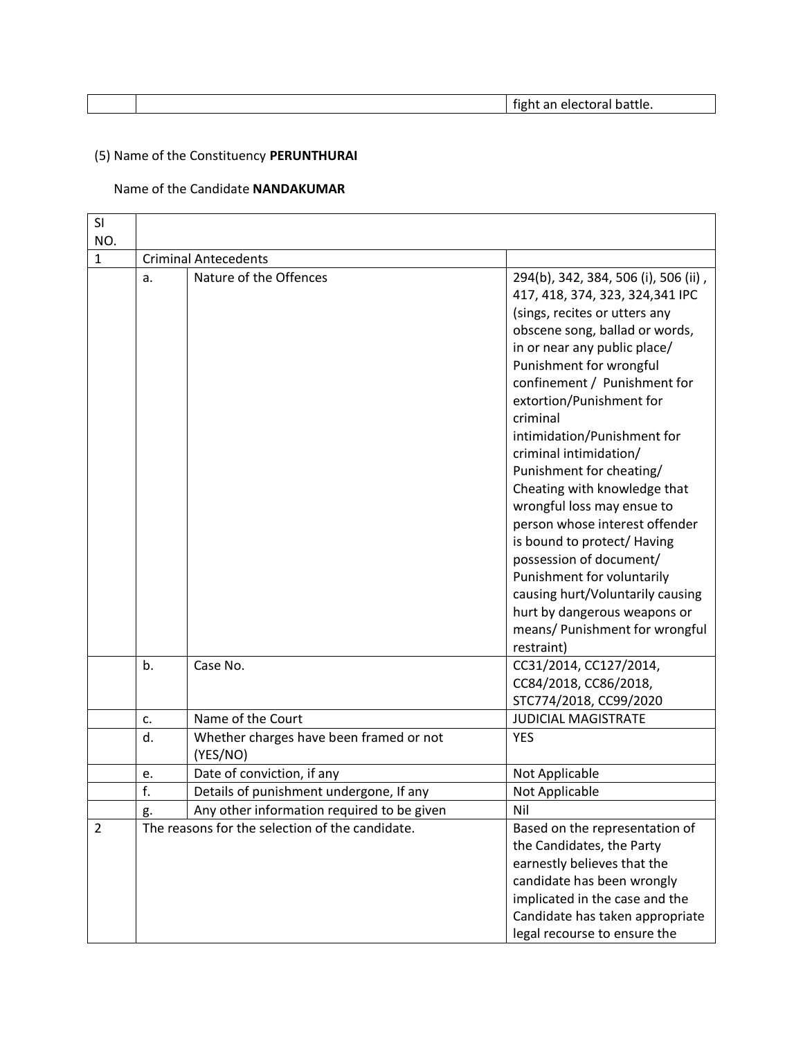| | | fight an electoral battle. |
|---|---|---|

(5) Name of the Constituency **PERUNTHURAI**

Name of the Candidate **NANDAKUMAR**

| SI NO. | | | |
|---|---|---|---|
| 1 | Criminal Antecedents | | |
| | a. | Nature of the Offences | 294(b), 342, 384, 506 (i), 506 (ii) , 417, 418, 374, 323, 324,341 IPC (sings, recites or utters any obscene song, ballad or words, in or near any public place/ Punishment for wrongful confinement / Punishment for extortion/Punishment for criminal intimidation/Punishment for criminal intimidation/ Punishment for cheating/ Cheating with knowledge that wrongful loss may ensue to person whose interest offender is bound to protect/ Having possession of document/ Punishment for voluntarily causing hurt/Voluntarily causing hurt by dangerous weapons or means/ Punishment for wrongful restraint) |
| | b. | Case No. | CC31/2014, CC127/2014, CC84/2018, CC86/2018, STC774/2018, CC99/2020 |
| | c. | Name of the Court | JUDICIAL MAGISTRATE |
| | d. | Whether charges have been framed or not (YES/NO) | YES |
| | e. | Date of conviction, if any | Not Applicable |
| | f. | Details of punishment undergone, If any | Not Applicable |
| | g. | Any other information required to be given | Nil |
| 2 | The reasons for the selection of the candidate. | | Based on the representation of the Candidates, the Party earnestly believes that the candidate has been wrongly implicated in the case and the Candidate has taken appropriate legal recourse to ensure the |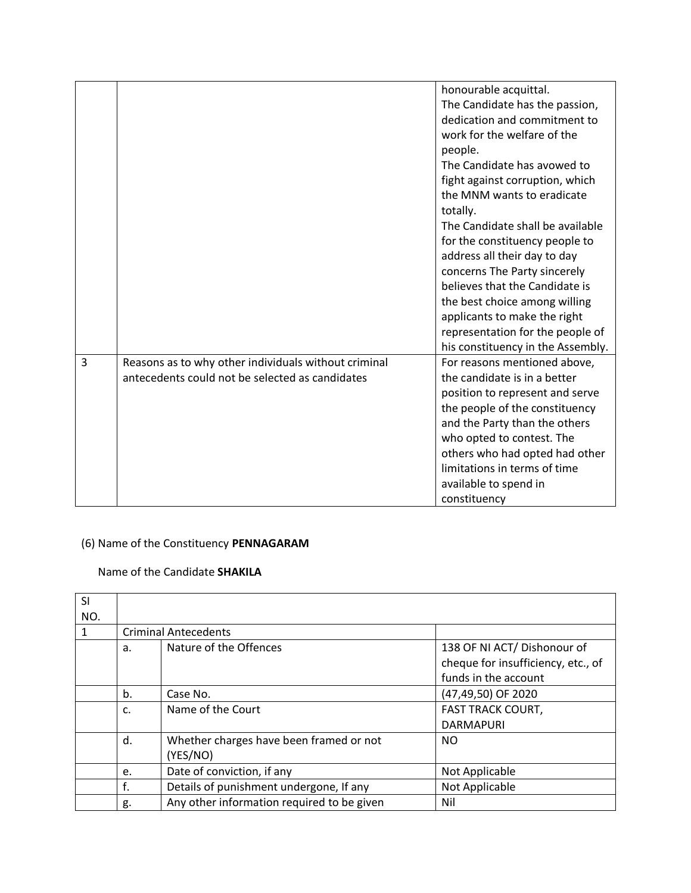| | | |
|---|---|---|
| | | honourable acquittal.<br>The Candidate has the passion, dedication and commitment to work for the welfare of the people.<br>The Candidate has avowed to fight against corruption, which the MNM wants to eradicate totally.<br>The Candidate shall be available for the constituency people to address all their day to day concerns The Party sincerely believes that the Candidate is the best choice among willing applicants to make the right representation for the people of his constituency in the Assembly. |
| 3 | Reasons as to why other individuals without criminal antecedents could not be selected as candidates | For reasons mentioned above, the candidate is in a better position to represent and serve the people of the constituency and the Party than the others who opted to contest. The others who had opted had other limitations in terms of time available to spend in constituency |

(6) Name of the Constituency **PENNAGARAM**

Name of the Candidate **SHAKILA**

| SI NO. | | | |
|---|---|---|---|
| 1 | Criminal Antecedents | | |
| | a. | Nature of the Offences | 138 OF NI ACT/ Dishonour of cheque for insufficiency, etc., of funds in the account |
| | b. | Case No. | (47,49,50) OF 2020 |
| | c. | Name of the Court | FAST TRACK COURT, DARMAPURI |
| | d. | Whether charges have been framed or not (YES/NO) | NO |
| | e. | Date of conviction, if any | Not Applicable |
| | f. | Details of punishment undergone, If any | Not Applicable |
| | g. | Any other information required to be given | Nil |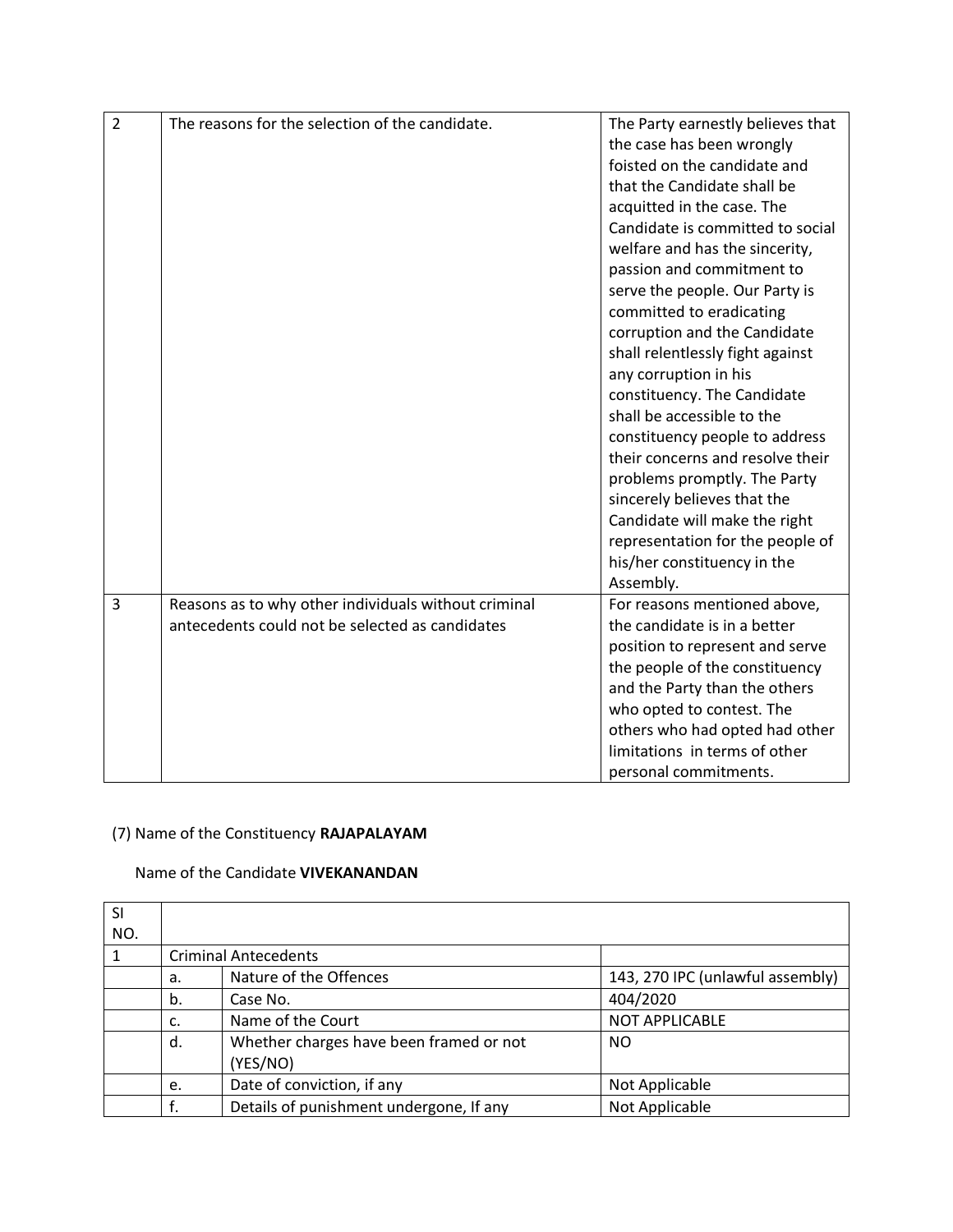| | | |
|---|---|---|
| 2 | The reasons for the selection of the candidate. | The Party earnestly believes that the case has been wrongly foisted on the candidate and that the Candidate shall be acquitted in the case. The Candidate is committed to social welfare and has the sincerity, passion and commitment to serve the people. Our Party is committed to eradicating corruption and the Candidate shall relentlessly fight against any corruption in his constituency. The Candidate shall be accessible to the constituency people to address their concerns and resolve their problems promptly. The Party sincerely believes that the Candidate will make the right representation for the people of his/her constituency in the Assembly. |
| 3 | Reasons as to why other individuals without criminal antecedents could not be selected as candidates | For reasons mentioned above, the candidate is in a better position to represent and serve the people of the constituency and the Party than the others who opted to contest. The others who had opted had other limitations in terms of other personal commitments. |

(7) Name of the Constituency **RAJAPALAYAM**

Name of the Candidate **VIVEKANANDAN**

| SI NO. | | | |
|---|---|---|---|
| 1 | Criminal Antecedents | | |
| | a. | Nature of the Offences | 143, 270 IPC (unlawful assembly) |
| | b. | Case No. | 404/2020 |
| | c. | Name of the Court | NOT APPLICABLE |
| | d. | Whether charges have been framed or not (YES/NO) | NO |
| | e. | Date of conviction, if any | Not Applicable |
| | f. | Details of punishment undergone, If any | Not Applicable |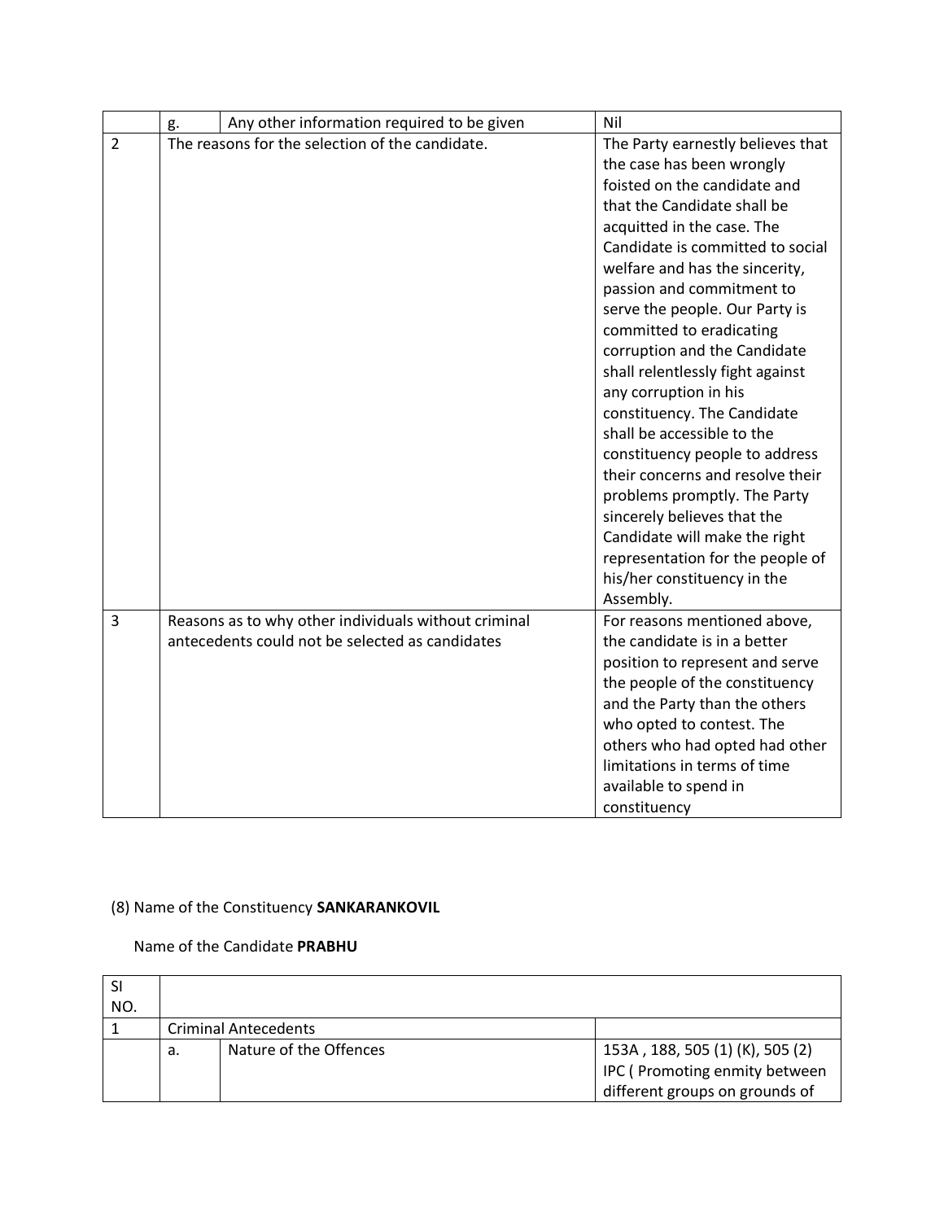| | | | |
|---|---|---|---|
| | g. | Any other information required to be given | Nil |
| 2 | The reasons for the selection of the candidate. | | The Party earnestly believes that the case has been wrongly foisted on the candidate and that the Candidate shall be acquitted in the case. The Candidate is committed to social welfare and has the sincerity, passion and commitment to serve the people. Our Party is committed to eradicating corruption and the Candidate shall relentlessly fight against any corruption in his constituency. The Candidate shall be accessible to the constituency people to address their concerns and resolve their problems promptly. The Party sincerely believes that the Candidate will make the right representation for the people of his/her constituency in the Assembly. |
| 3 | Reasons as to why other individuals without criminal antecedents could not be selected as candidates | | For reasons mentioned above, the candidate is in a better position to represent and serve the people of the constituency and the Party than the others who opted to contest. The others who had opted had other limitations in terms of time available to spend in constituency |

(8) Name of the Constituency **SANKARANKOVIL**

Name of the Candidate **PRABHU**

| SI NO. | | | |
|---|---|---|---|
| 1 | Criminal Antecedents | | |
| | a. | Nature of the Offences | 153A , 188, 505 (1) (K), 505 (2) IPC ( Promoting enmity between different groups on grounds of |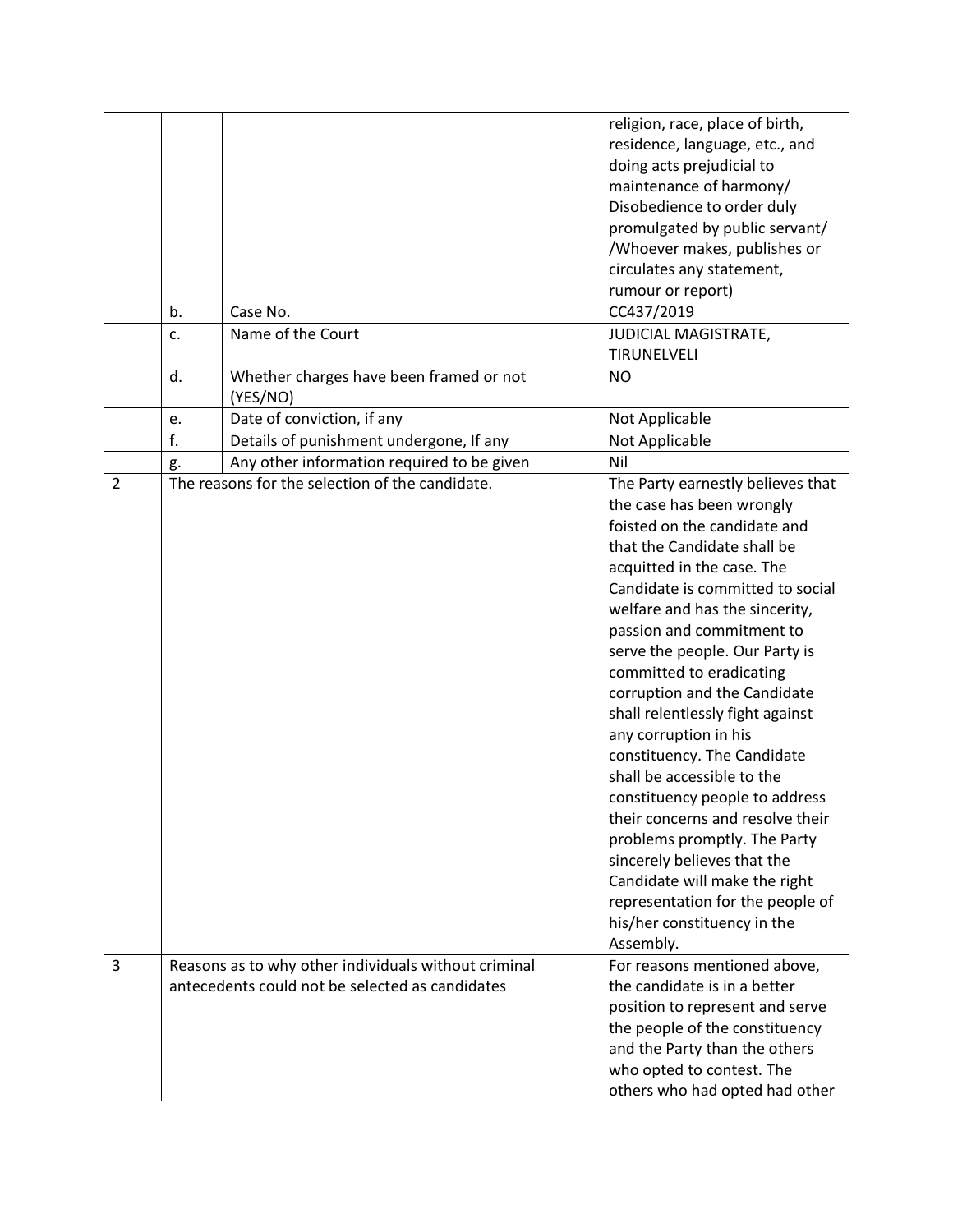| | | | |
|---|---|---|---|
| | | | religion, race, place of birth, residence, language, etc., and doing acts prejudicial to maintenance of harmony/ Disobedience to order duly promulgated by public servant/ /Whoever makes, publishes or circulates any statement, rumour or report) |
| | b. | Case No. | CC437/2019 |
| | c. | Name of the Court | JUDICIAL MAGISTRATE, TIRUNELVELI |
| | d. | Whether charges have been framed or not (YES/NO) | NO |
| | e. | Date of conviction, if any | Not Applicable |
| | f. | Details of punishment undergone, If any | Not Applicable |
| | g. | Any other information required to be given | Nil |
| 2 | The reasons for the selection of the candidate. | | The Party earnestly believes that the case has been wrongly foisted on the candidate and that the Candidate shall be acquitted in the case. The Candidate is committed to social welfare and has the sincerity, passion and commitment to serve the people. Our Party is committed to eradicating corruption and the Candidate shall relentlessly fight against any corruption in his constituency. The Candidate shall be accessible to the constituency people to address their concerns and resolve their problems promptly. The Party sincerely believes that the Candidate will make the right representation for the people of his/her constituency in the Assembly. |
| 3 | Reasons as to why other individuals without criminal antecedents could not be selected as candidates | | For reasons mentioned above, the candidate is in a better position to represent and serve the people of the constituency and the Party than the others who opted to contest. The others who had opted had other |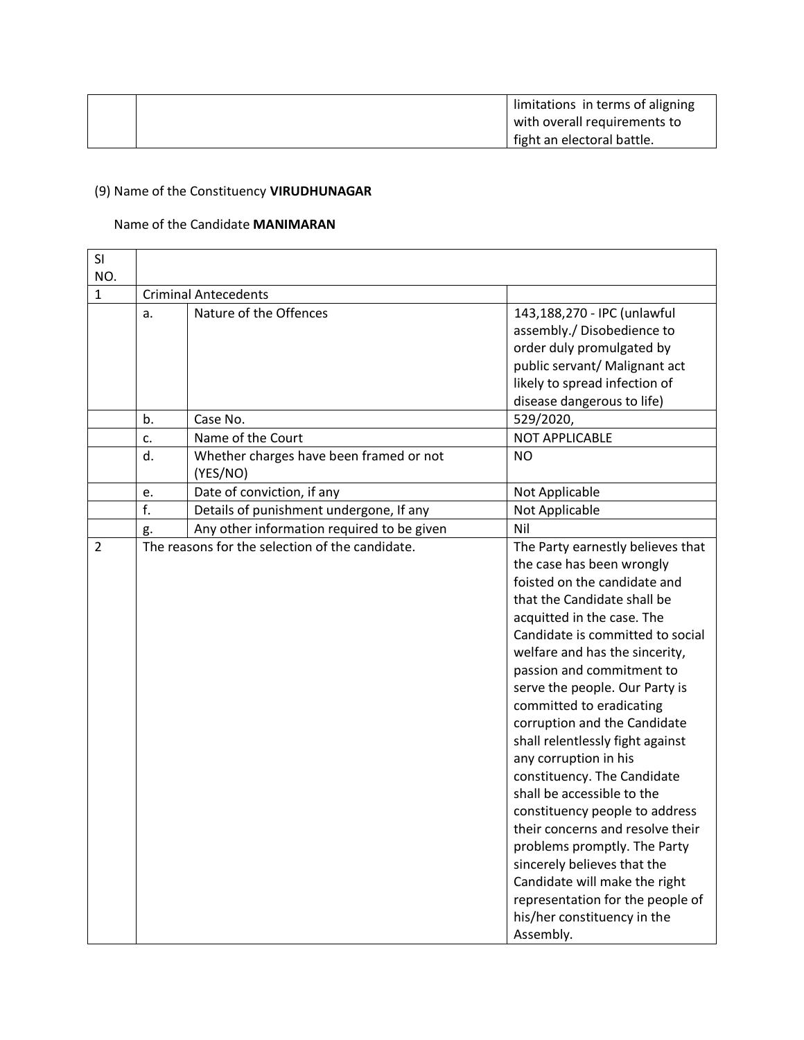| | | limitations in terms of aligning with overall requirements to fight an electoral battle. |
|---|---|---|

(9) Name of the Constituency **VIRUDHUNAGAR**

Name of the Candidate **MANIMARAN**

| SI NO. | | | |
|---|---|---|---|
| 1 | Criminal Antecedents | | |
| | a. | Nature of the Offences | 143,188,270 - IPC (unlawful assembly./ Disobedience to order duly promulgated by public servant/ Malignant act likely to spread infection of disease dangerous to life) |
| | b. | Case No. | 529/2020, |
| | c. | Name of the Court | NOT APPLICABLE |
| | d. | Whether charges have been framed or not (YES/NO) | NO |
| | e. | Date of conviction, if any | Not Applicable |
| | f. | Details of punishment undergone, If any | Not Applicable |
| | g. | Any other information required to be given | Nil |
| 2 | The reasons for the selection of the candidate. | | The Party earnestly believes that the case has been wrongly foisted on the candidate and that the Candidate shall be acquitted in the case. The Candidate is committed to social welfare and has the sincerity, passion and commitment to serve the people. Our Party is committed to eradicating corruption and the Candidate shall relentlessly fight against any corruption in his constituency. The Candidate shall be accessible to the constituency people to address their concerns and resolve their problems promptly. The Party sincerely believes that the Candidate will make the right representation for the people of his/her constituency in the Assembly. |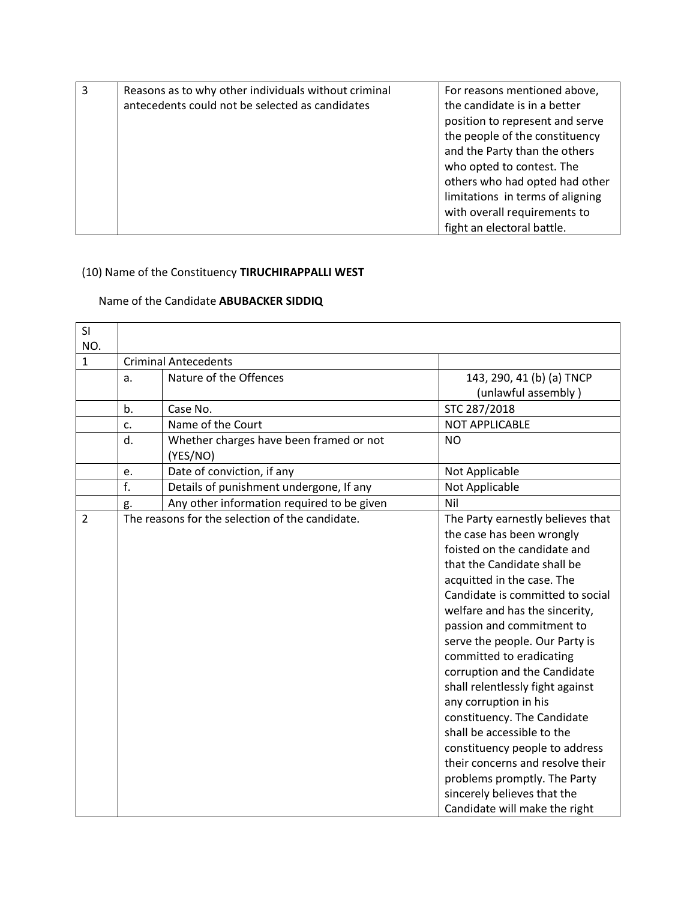| 3 | Reasons as to why other individuals without criminal antecedents could not be selected as candidates | For reasons mentioned above, the candidate is in a better position to represent and serve the people of the constituency and the Party than the others who opted to contest. The others who had opted had other limitations in terms of aligning with overall requirements to fight an electoral battle. |
|---|---|---|

(10) Name of the Constituency **TIRUCHIRAPPALLI WEST**

Name of the Candidate **ABUBACKER SIDDIQ**

| SI NO. | | | |
|---|---|---|---|
| 1 | Criminal Antecedents | | |
| | a. | Nature of the Offences | 143, 290, 41 (b) (a) TNCP (unlawful assembly ) |
| | b. | Case No. | STC 287/2018 |
| | c. | Name of the Court | NOT APPLICABLE |
| | d. | Whether charges have been framed or not (YES/NO) | NO |
| | e. | Date of conviction, if any | Not Applicable |
| | f. | Details of punishment undergone, If any | Not Applicable |
| | g. | Any other information required to be given | Nil |
| 2 | The reasons for the selection of the candidate. | | The Party earnestly believes that the case has been wrongly foisted on the candidate and that the Candidate shall be acquitted in the case. The Candidate is committed to social welfare and has the sincerity, passion and commitment to serve the people. Our Party is committed to eradicating corruption and the Candidate shall relentlessly fight against any corruption in his constituency. The Candidate shall be accessible to the constituency people to address their concerns and resolve their problems promptly. The Party sincerely believes that the Candidate will make the right |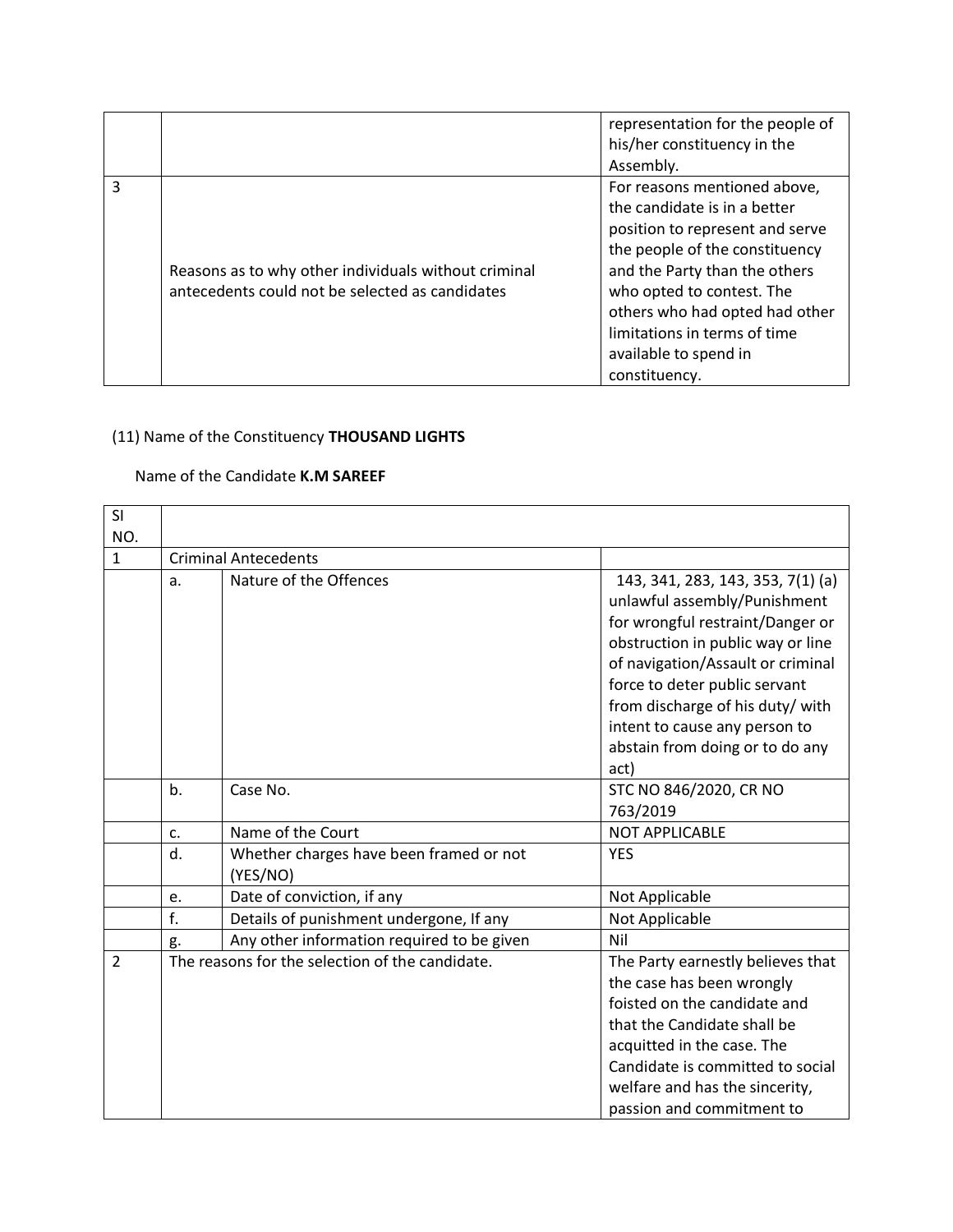| | | |
|---|---|---|
| | | representation for the people of his/her constituency in the Assembly. |
| 3 | Reasons as to why other individuals without criminal antecedents could not be selected as candidates | For reasons mentioned above, the candidate is in a better position to represent and serve the people of the constituency and the Party than the others who opted to contest. The others who had opted had other limitations in terms of time available to spend in constituency. |

(11) Name of the Constituency **THOUSAND LIGHTS**

Name of the Candidate **K.M SAREEF**

| Sl NO. | | | |
|---|---|---|---|
| 1 | Criminal Antecedents | | |
| | a. | Nature of the Offences | 143, 341, 283, 143, 353, 7(1) (a) unlawful assembly/Punishment for wrongful restraint/Danger or obstruction in public way or line of navigation/Assault or criminal force to deter public servant from discharge of his duty/ with intent to cause any person to abstain from doing or to do any act) |
| | b. | Case No. | STC NO 846/2020, CR NO 763/2019 |
| | c. | Name of the Court | NOT APPLICABLE |
| | d. | Whether charges have been framed or not (YES/NO) | YES |
| | e. | Date of conviction, if any | Not Applicable |
| | f. | Details of punishment undergone, If any | Not Applicable |
| | g. | Any other information required to be given | Nil |
| 2 | The reasons for the selection of the candidate. | | The Party earnestly believes that the case has been wrongly foisted on the candidate and that the Candidate shall be acquitted in the case. The Candidate is committed to social welfare and has the sincerity, passion and commitment to |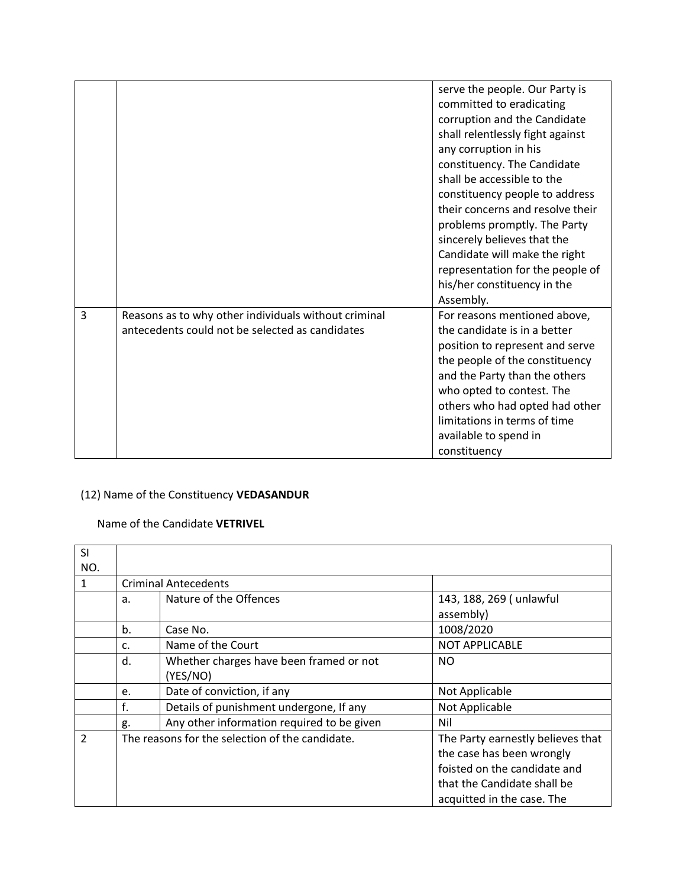| | | |
|---|---|---|
| | | serve the people. Our Party is committed to eradicating corruption and the Candidate shall relentlessly fight against any corruption in his constituency. The Candidate shall be accessible to the constituency people to address their concerns and resolve their problems promptly. The Party sincerely believes that the Candidate will make the right representation for the people of his/her constituency in the Assembly. |
| 3 | Reasons as to why other individuals without criminal antecedents could not be selected as candidates | For reasons mentioned above, the candidate is in a better position to represent and serve the people of the constituency and the Party than the others who opted to contest. The others who had opted had other limitations in terms of time available to spend in constituency |

(12) Name of the Constituency **VEDASANDUR**

Name of the Candidate **VETRIVEL**

| SI NO. | | | |
|---|---|---|---|
| 1 | Criminal Antecedents | | |
| | a. | Nature of the Offences | 143, 188, 269 ( unlawful assembly) |
| | b. | Case No. | 1008/2020 |
| | c. | Name of the Court | NOT APPLICABLE |
| | d. | Whether charges have been framed or not (YES/NO) | NO |
| | e. | Date of conviction, if any | Not Applicable |
| | f. | Details of punishment undergone, If any | Not Applicable |
| | g. | Any other information required to be given | Nil |
| 2 | The reasons for the selection of the candidate. | | The Party earnestly believes that the case has been wrongly foisted on the candidate and that the Candidate shall be acquitted in the case. The |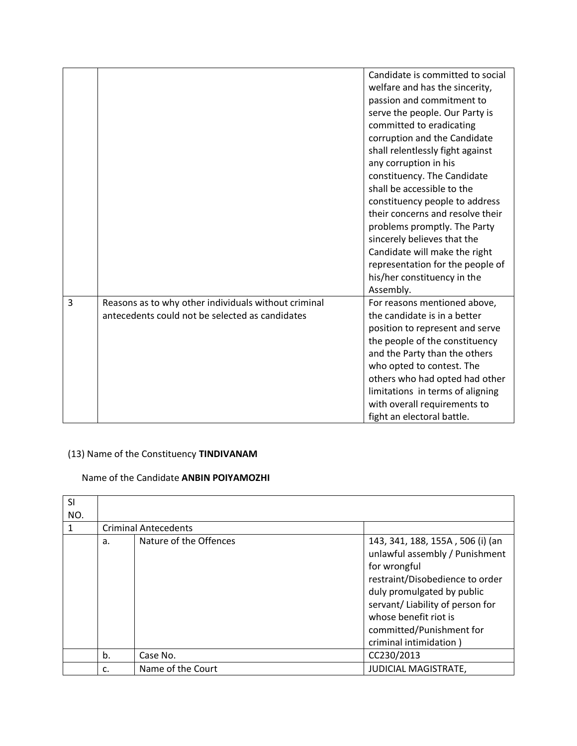| | | |
|---|---|---|
| | | Candidate is committed to social welfare and has the sincerity, passion and commitment to serve the people. Our Party is committed to eradicating corruption and the Candidate shall relentlessly fight against any corruption in his constituency. The Candidate shall be accessible to the constituency people to address their concerns and resolve their problems promptly. The Party sincerely believes that the Candidate will make the right representation for the people of his/her constituency in the Assembly. |
| 3 | Reasons as to why other individuals without criminal antecedents could not be selected as candidates | For reasons mentioned above, the candidate is in a better position to represent and serve the people of the constituency and the Party than the others who opted to contest. The others who had opted had other limitations in terms of aligning with overall requirements to fight an electoral battle. |

(13) Name of the Constituency **TINDIVANAM**

Name of the Candidate **ANBIN POIYAMOZHI**

| Sl NO. | | | |
|---|---|---|---|
| 1 | Criminal Antecedents | | |
| | a. | Nature of the Offences | 143, 341, 188, 155A , 506 (i) (an unlawful assembly / Punishment for wrongful restraint/Disobedience to order duly promulgated by public servant/ Liability of person for whose benefit riot is committed/Punishment for criminal intimidation ) |
| | b. | Case No. | CC230/2013 |
| | c. | Name of the Court | JUDICIAL MAGISTRATE, |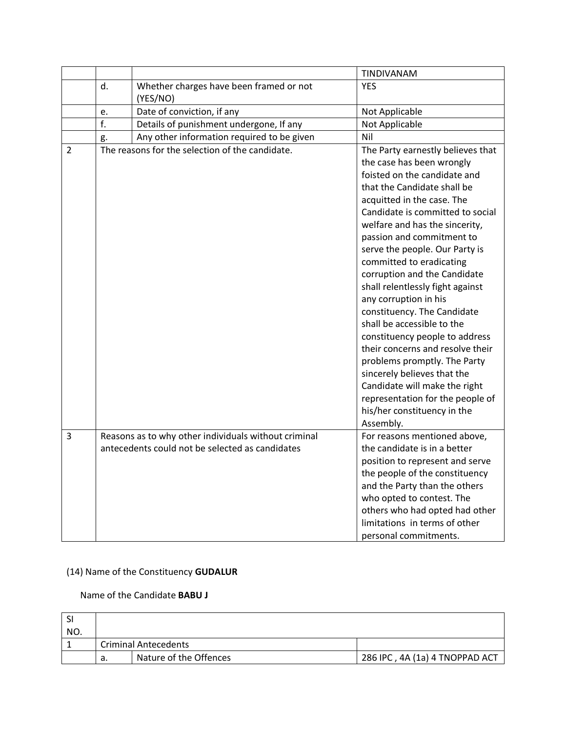|  |  |  | TINDIVANAM |
|---|---|---|---|
|  | d. | Whether charges have been framed or not (YES/NO) | YES |
|  | e. | Date of conviction, if any | Not Applicable |
|  | f. | Details of punishment undergone, If any | Not Applicable |
|  | g. | Any other information required to be given | Nil |
| 2 | The reasons for the selection of the candidate. |  | The Party earnestly believes that the case has been wrongly foisted on the candidate and that the Candidate shall be acquitted in the case. The Candidate is committed to social welfare and has the sincerity, passion and commitment to serve the people. Our Party is committed to eradicating corruption and the Candidate shall relentlessly fight against any corruption in his constituency. The Candidate shall be accessible to the constituency people to address their concerns and resolve their problems promptly. The Party sincerely believes that the Candidate will make the right representation for the people of his/her constituency in the Assembly. |
| 3 | Reasons as to why other individuals without criminal antecedents could not be selected as candidates |  | For reasons mentioned above, the candidate is in a better position to represent and serve the people of the constituency and the Party than the others who opted to contest. The others who had opted had other limitations in terms of other personal commitments. |

(14) Name of the Constituency **GUDALUR**

Name of the Candidate **BABU J**

| SI NO. |  |  |  |
|---|---|---|---|
| 1 | Criminal Antecedents |  |  |
|  | a. | Nature of the Offences | 286 IPC , 4A (1a) 4 TNOPPAD ACT |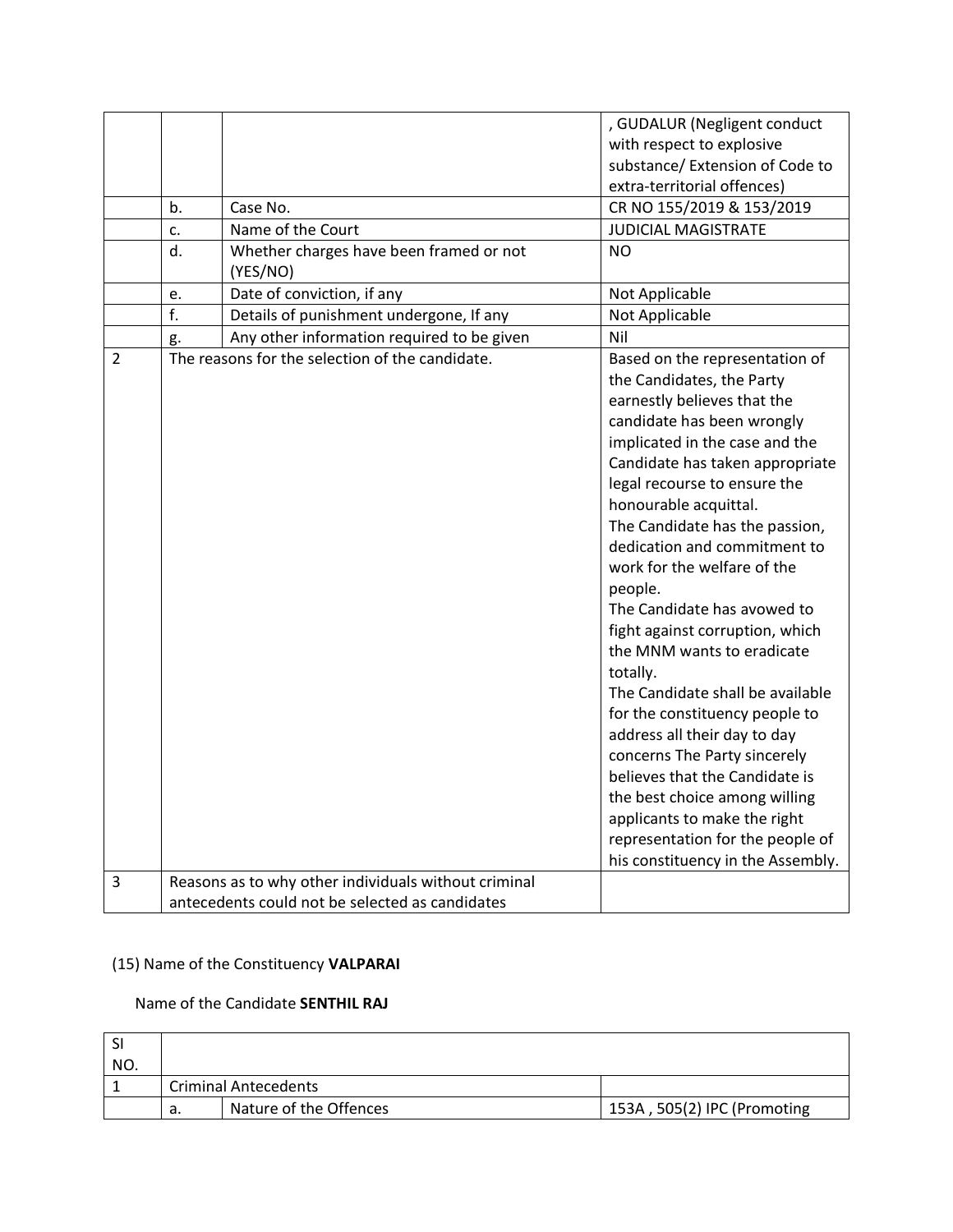| | | | , GUDALUR (Negligent conduct with respect to explosive substance/ Extension of Code to extra-territorial offences) |
|---|---|---|---|
| | b. | Case No. | CR NO 155/2019 & 153/2019 |
| | c. | Name of the Court | JUDICIAL MAGISTRATE |
| | d. | Whether charges have been framed or not (YES/NO) | NO |
| | e. | Date of conviction, if any | Not Applicable |
| | f. | Details of punishment undergone, If any | Not Applicable |
| | g. | Any other information required to be given | Nil |
| 2 | The reasons for the selection of the candidate. | | Based on the representation of the Candidates, the Party earnestly believes that the candidate has been wrongly implicated in the case and the Candidate has taken appropriate legal recourse to ensure the honourable acquittal. The Candidate has the passion, dedication and commitment to work for the welfare of the people. The Candidate has avowed to fight against corruption, which the MNM wants to eradicate totally. The Candidate shall be available for the constituency people to address all their day to day concerns The Party sincerely believes that the Candidate is the best choice among willing applicants to make the right representation for the people of his constituency in the Assembly. |
| 3 | Reasons as to why other individuals without criminal antecedents could not be selected as candidates | | |

(15) Name of the Constituency **VALPARAI**

Name of the Candidate **SENTHIL RAJ**

| SI NO. | | | |
|---|---|---|---|
| 1 | Criminal Antecedents | | |
| | a. | Nature of the Offences | 153A , 505(2) IPC (Promoting |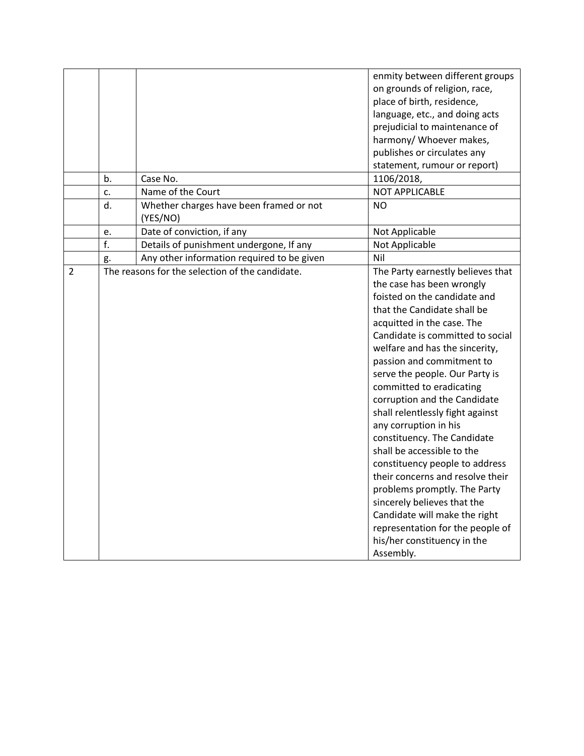| | | | |
|---|---|---|---|
| | | | enmity between different groups on grounds of religion, race, place of birth, residence, language, etc., and doing acts prejudicial to maintenance of harmony/ Whoever makes, publishes or circulates any statement, rumour or report) |
| | b. | Case No. | 1106/2018, |
| | c. | Name of the Court | NOT APPLICABLE |
| | d. | Whether charges have been framed or not (YES/NO) | NO |
| | e. | Date of conviction, if any | Not Applicable |
| | f. | Details of punishment undergone, If any | Not Applicable |
| | g. | Any other information required to be given | Nil |
| 2 | The reasons for the selection of the candidate. | | The Party earnestly believes that the case has been wrongly foisted on the candidate and that the Candidate shall be acquitted in the case. The Candidate is committed to social welfare and has the sincerity, passion and commitment to serve the people. Our Party is committed to eradicating corruption and the Candidate shall relentlessly fight against any corruption in his constituency. The Candidate shall be accessible to the constituency people to address their concerns and resolve their problems promptly. The Party sincerely believes that the Candidate will make the right representation for the people of his/her constituency in the Assembly. |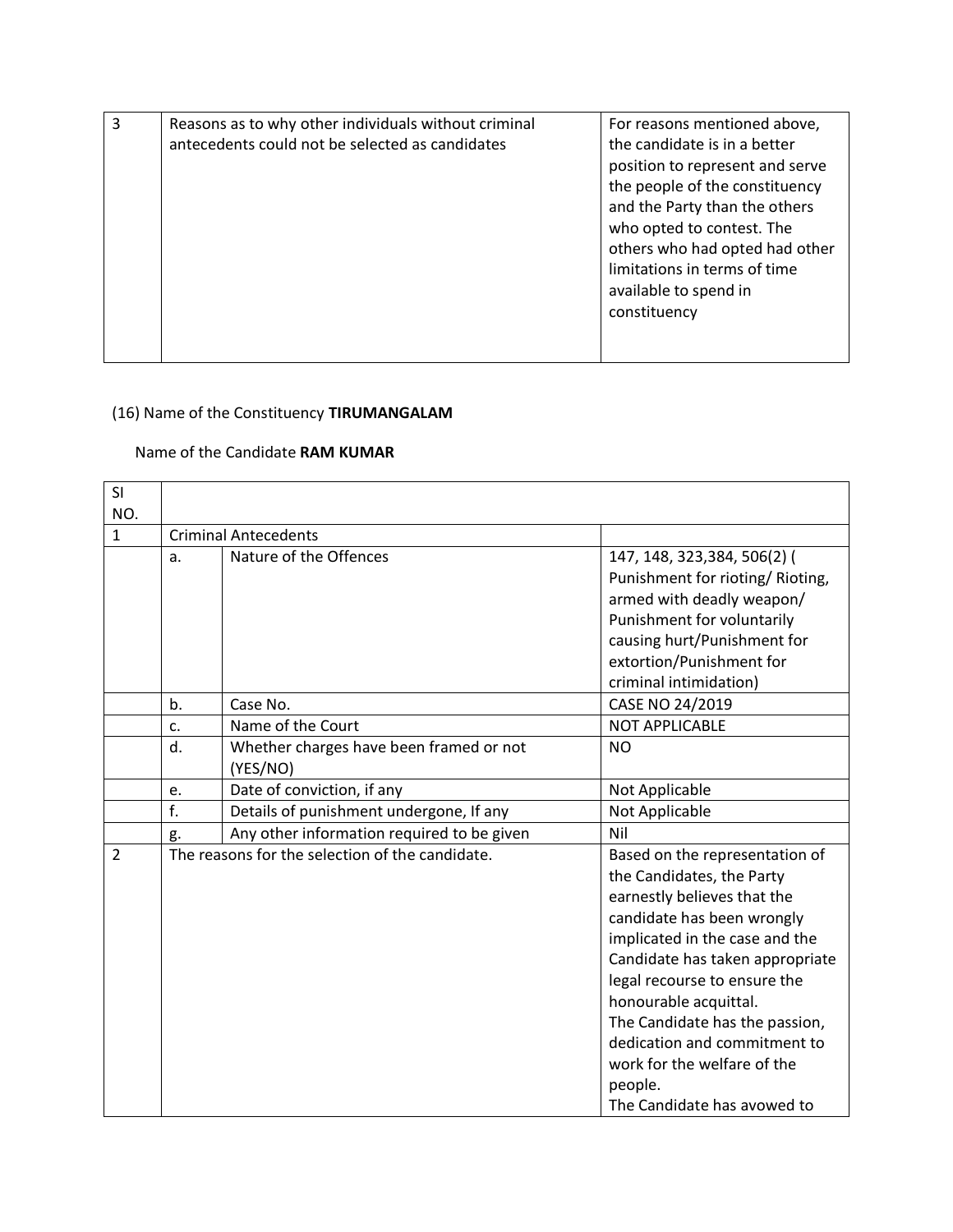| 3 | Reasons as to why other individuals without criminal antecedents could not be selected as candidates | For reasons mentioned above, the candidate is in a better position to represent and serve the people of the constituency and the Party than the others who opted to contest. The others who had opted had other limitations in terms of time available to spend in constituency |
|---|---|---|

(16) Name of the Constituency **TIRUMANGALAM**

Name of the Candidate **RAM KUMAR**

| Sl NO. | | | |
|---|---|---|---|
| 1 | Criminal Antecedents | | |
| | a. | Nature of the Offences | 147, 148, 323,384, 506(2) ( Punishment for rioting/ Rioting, armed with deadly weapon/ Punishment for voluntarily causing hurt/Punishment for extortion/Punishment for criminal intimidation) |
| | b. | Case No. | CASE NO 24/2019 |
| | c. | Name of the Court | NOT APPLICABLE |
| | d. | Whether charges have been framed or not (YES/NO) | NO |
| | e. | Date of conviction, if any | Not Applicable |
| | f. | Details of punishment undergone, If any | Not Applicable |
| | g. | Any other information required to be given | Nil |
| 2 | The reasons for the selection of the candidate. | | Based on the representation of the Candidates, the Party earnestly believes that the candidate has been wrongly implicated in the case and the Candidate has taken appropriate legal recourse to ensure the honourable acquittal. The Candidate has the passion, dedication and commitment to work for the welfare of the people. The Candidate has avowed to |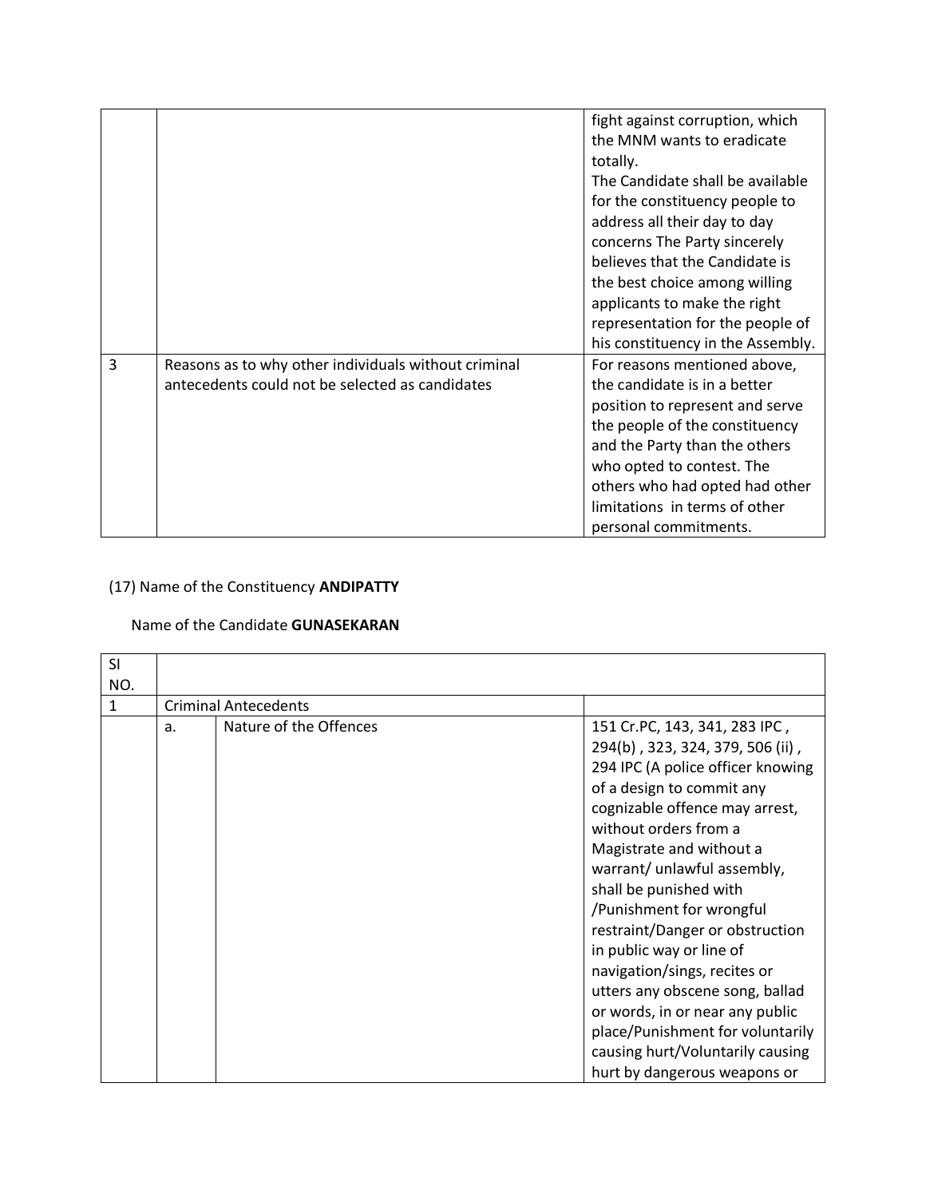| | | |
|---|---|---|
| | | fight against corruption, which the MNM wants to eradicate totally. The Candidate shall be available for the constituency people to address all their day to day concerns The Party sincerely believes that the Candidate is the best choice among willing applicants to make the right representation for the people of his constituency in the Assembly. |
| 3 | Reasons as to why other individuals without criminal antecedents could not be selected as candidates | For reasons mentioned above, the candidate is in a better position to represent and serve the people of the constituency and the Party than the others who opted to contest. The others who had opted had other limitations in terms of other personal commitments. |

(17) Name of the Constituency **ANDIPATTY**

Name of the Candidate **GUNASEKARAN**

| SI NO. | | | |
|---|---|---|---|
| 1 | Criminal Antecedents | | |
| | a. | Nature of the Offences | 151 Cr.PC, 143, 341, 283 IPC , 294(b) , 323, 324, 379, 506 (ii) , 294 IPC (A police officer knowing of a design to commit any cognizable offence may arrest, without orders from a Magistrate and without a warrant/ unlawful assembly, shall be punished with /Punishment for wrongful restraint/Danger or obstruction in public way or line of navigation/sings, recites or utters any obscene song, ballad or words, in or near any public place/Punishment for voluntarily causing hurt/Voluntarily causing hurt by dangerous weapons or |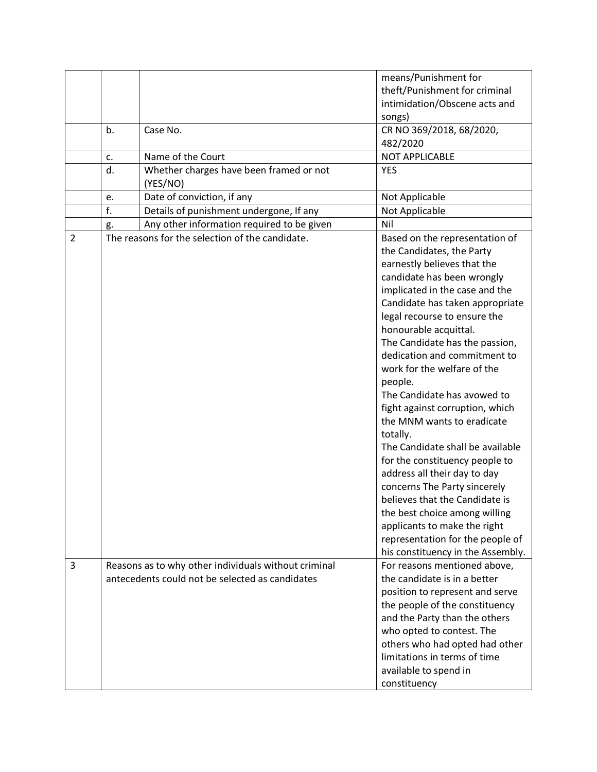| | | | |
|---|---|---|---|
| | | | means/Punishment for theft/Punishment for criminal intimidation/Obscene acts and songs) |
| | b. | Case No. | CR NO 369/2018, 68/2020, 482/2020 |
| | c. | Name of the Court | NOT APPLICABLE |
| | d. | Whether charges have been framed or not (YES/NO) | YES |
| | e. | Date of conviction, if any | Not Applicable |
| | f. | Details of punishment undergone, If any | Not Applicable |
| | g. | Any other information required to be given | Nil |
| 2 | The reasons for the selection of the candidate. | | Based on the representation of the Candidates, the Party earnestly believes that the candidate has been wrongly implicated in the case and the Candidate has taken appropriate legal recourse to ensure the honourable acquittal.<br>The Candidate has the passion, dedication and commitment to work for the welfare of the people.<br>The Candidate has avowed to fight against corruption, which the MNM wants to eradicate totally.<br>The Candidate shall be available for the constituency people to address all their day to day concerns The Party sincerely believes that the Candidate is the best choice among willing applicants to make the right representation for the people of his constituency in the Assembly. |
| 3 | Reasons as to why other individuals without criminal antecedents could not be selected as candidates | | For reasons mentioned above, the candidate is in a better position to represent and serve the people of the constituency and the Party than the others who opted to contest. The others who had opted had other limitations in terms of time available to spend in constituency |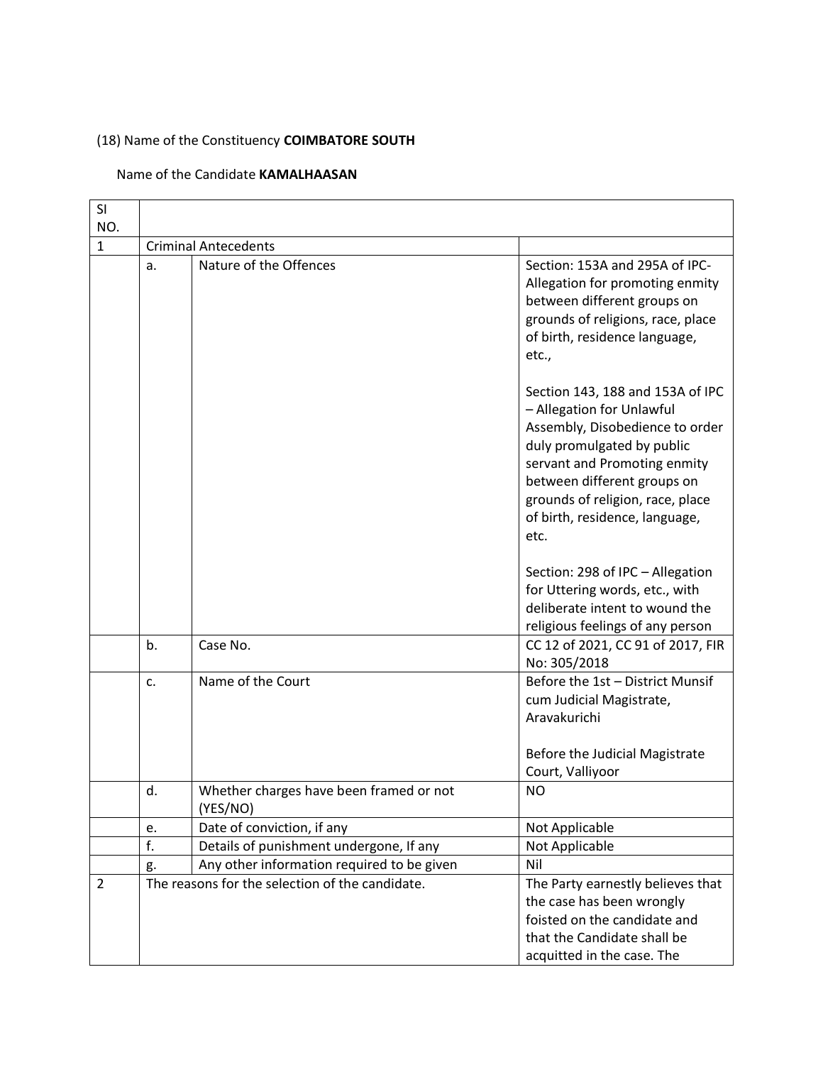(18) Name of the Constituency **COIMBATORE SOUTH**

Name of the Candidate **KAMALHAASAN**

| Sl NO. | | | |
|---|---|---|---|
| 1 | Criminal Antecedents | | |
| | a. | Nature of the Offences | Section: 153A and 295A of IPC- Allegation for promoting enmity between different groups on grounds of religions, race, place of birth, residence language, etc.,<br><br>Section 143, 188 and 153A of IPC – Allegation for Unlawful Assembly, Disobedience to order duly promulgated by public servant and Promoting enmity between different groups on grounds of religion, race, place of birth, residence, language, etc.<br><br>Section: 298 of IPC – Allegation for Uttering words, etc., with deliberate intent to wound the religious feelings of any person |
| | b. | Case No. | CC 12 of 2021, CC 91 of 2017, FIR No: 305/2018 |
| | c. | Name of the Court | Before the 1st – District Munsif cum Judicial Magistrate, Aravakurichi<br><br>Before the Judicial Magistrate Court, Valliyoor |
| | d. | Whether charges have been framed or not (YES/NO) | NO |
| | e. | Date of conviction, if any | Not Applicable |
| | f. | Details of punishment undergone, If any | Not Applicable |
| | g. | Any other information required to be given | Nil |
| 2 | The reasons for the selection of the candidate. | | The Party earnestly believes that the case has been wrongly foisted on the candidate and that the Candidate shall be acquitted in the case. The |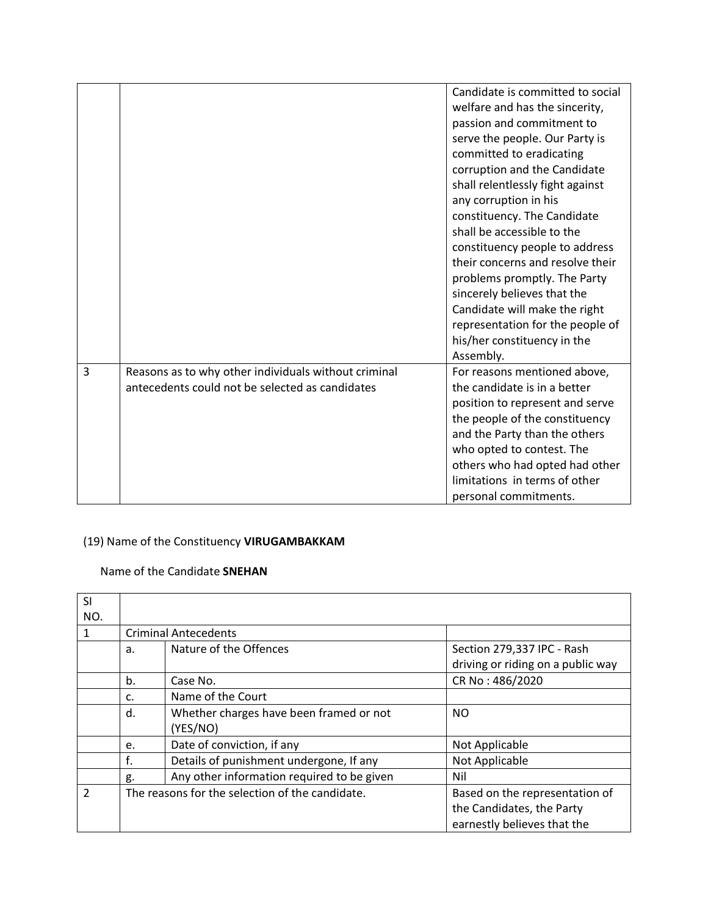| | | |
|---|---|---|
| | | Candidate is committed to social welfare and has the sincerity, passion and commitment to serve the people. Our Party is committed to eradicating corruption and the Candidate shall relentlessly fight against any corruption in his constituency. The Candidate shall be accessible to the constituency people to address their concerns and resolve their problems promptly. The Party sincerely believes that the Candidate will make the right representation for the people of his/her constituency in the Assembly. |
| 3 | Reasons as to why other individuals without criminal antecedents could not be selected as candidates | For reasons mentioned above, the candidate is in a better position to represent and serve the people of the constituency and the Party than the others who opted to contest. The others who had opted had other limitations in terms of other personal commitments. |

(19) Name of the Constituency **VIRUGAMBAKKAM**

Name of the Candidate **SNEHAN**

| SI NO. | | | |
|---|---|---|---|
| 1 | Criminal Antecedents | | |
| | a. | Nature of the Offences | Section 279,337 IPC - Rash driving or riding on a public way |
| | b. | Case No. | CR No : 486/2020 |
| | c. | Name of the Court | |
| | d. | Whether charges have been framed or not (YES/NO) | NO |
| | e. | Date of conviction, if any | Not Applicable |
| | f. | Details of punishment undergone, If any | Not Applicable |
| | g. | Any other information required to be given | Nil |
| 2 | The reasons for the selection of the candidate. | | Based on the representation of the Candidates, the Party earnestly believes that the |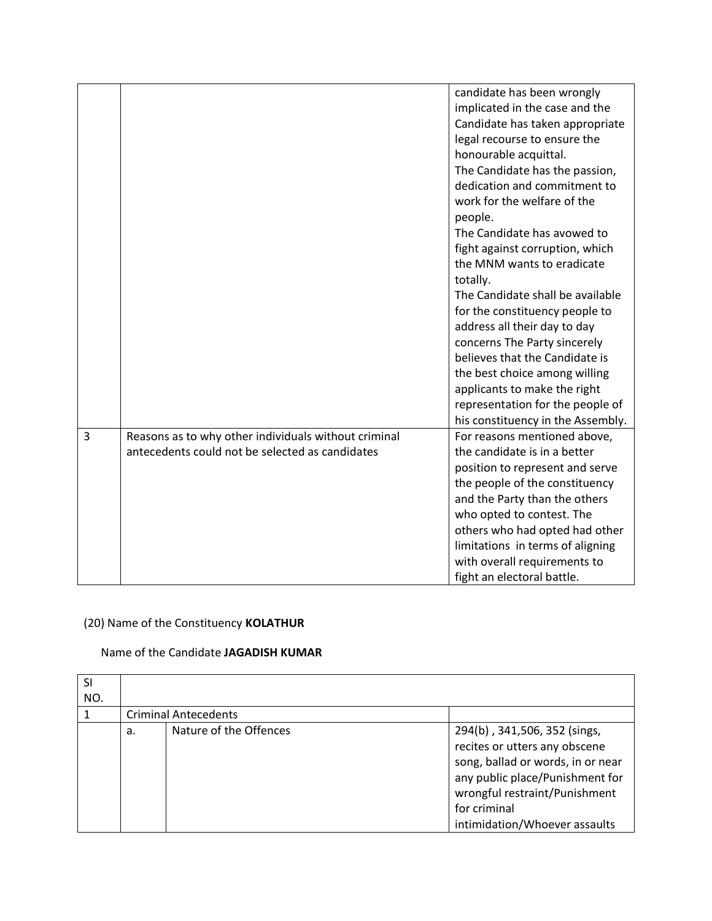| | | |
|---|---|---|
| | | candidate has been wrongly implicated in the case and the Candidate has taken appropriate legal recourse to ensure the honourable acquittal. The Candidate has the passion, dedication and commitment to work for the welfare of the people. The Candidate has avowed to fight against corruption, which the MNM wants to eradicate totally. The Candidate shall be available for the constituency people to address all their day to day concerns The Party sincerely believes that the Candidate is the best choice among willing applicants to make the right representation for the people of his constituency in the Assembly. |
| 3 | Reasons as to why other individuals without criminal antecedents could not be selected as candidates | For reasons mentioned above, the candidate is in a better position to represent and serve the people of the constituency and the Party than the others who opted to contest. The others who had opted had other limitations in terms of aligning with overall requirements to fight an electoral battle. |

(20) Name of the Constituency **KOLATHUR**

Name of the Candidate **JAGADISH KUMAR**

| SI NO. | | | |
|---|---|---|---|
| 1 | Criminal Antecedents | | |
| | a. | Nature of the Offences | 294(b) , 341,506, 352 (sings, recites or utters any obscene song, ballad or words, in or near any public place/Punishment for wrongful restraint/Punishment for criminal intimidation/Whoever assaults |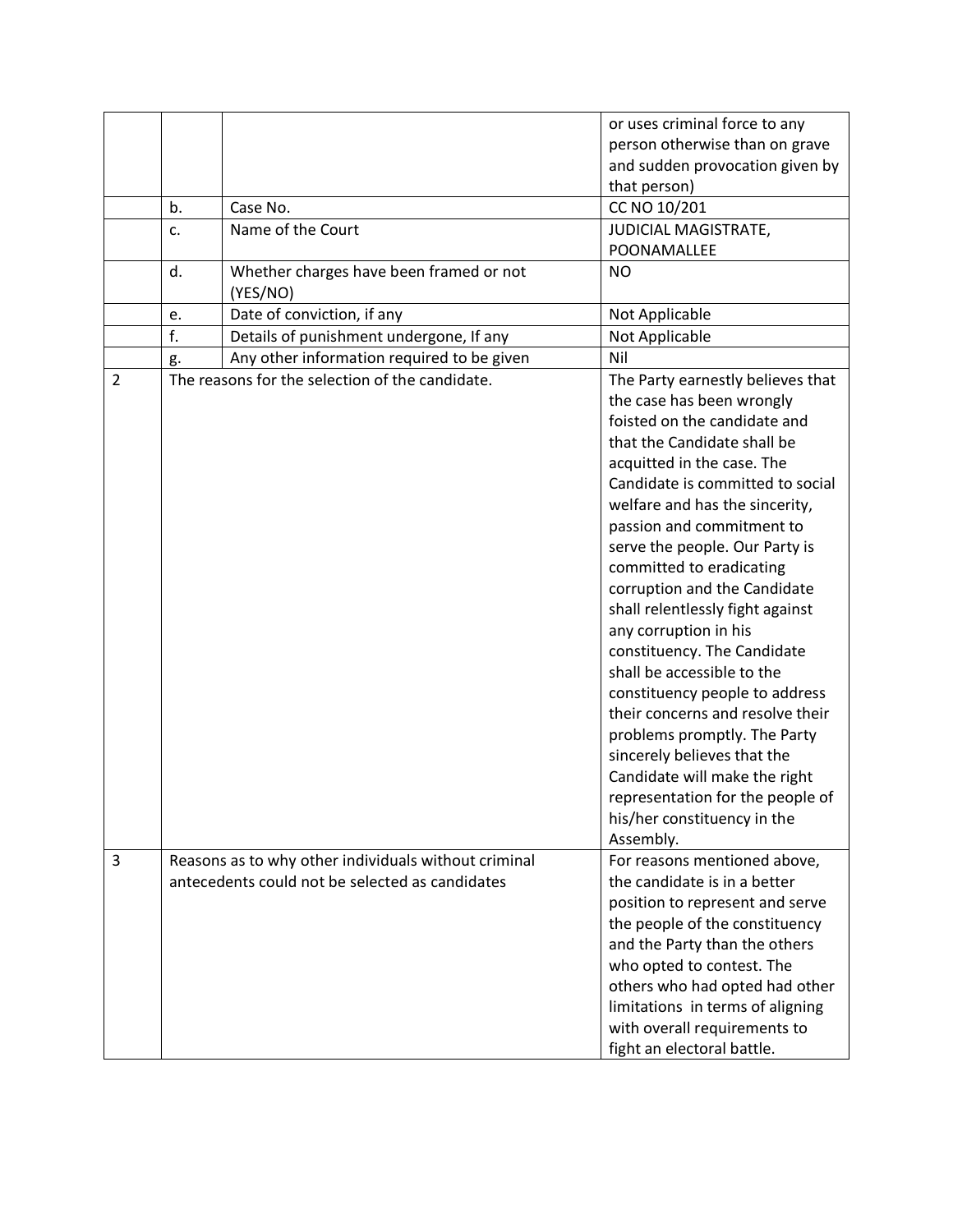| | | | |
|---|---|---|---|
| | | | or uses criminal force to any person otherwise than on grave and sudden provocation given by that person) |
| | b. | Case No. | CC NO 10/201 |
| | c. | Name of the Court | JUDICIAL MAGISTRATE, POONAMALLEE |
| | d. | Whether charges have been framed or not (YES/NO) | NO |
| | e. | Date of conviction, if any | Not Applicable |
| | f. | Details of punishment undergone, If any | Not Applicable |
| | g. | Any other information required to be given | Nil |
| 2 | The reasons for the selection of the candidate. | | The Party earnestly believes that the case has been wrongly foisted on the candidate and that the Candidate shall be acquitted in the case. The Candidate is committed to social welfare and has the sincerity, passion and commitment to serve the people. Our Party is committed to eradicating corruption and the Candidate shall relentlessly fight against any corruption in his constituency. The Candidate shall be accessible to the constituency people to address their concerns and resolve their problems promptly. The Party sincerely believes that the Candidate will make the right representation for the people of his/her constituency in the Assembly. |
| 3 | Reasons as to why other individuals without criminal antecedents could not be selected as candidates | | For reasons mentioned above, the candidate is in a better position to represent and serve the people of the constituency and the Party than the others who opted to contest. The others who had opted had other limitations in terms of aligning with overall requirements to fight an electoral battle. |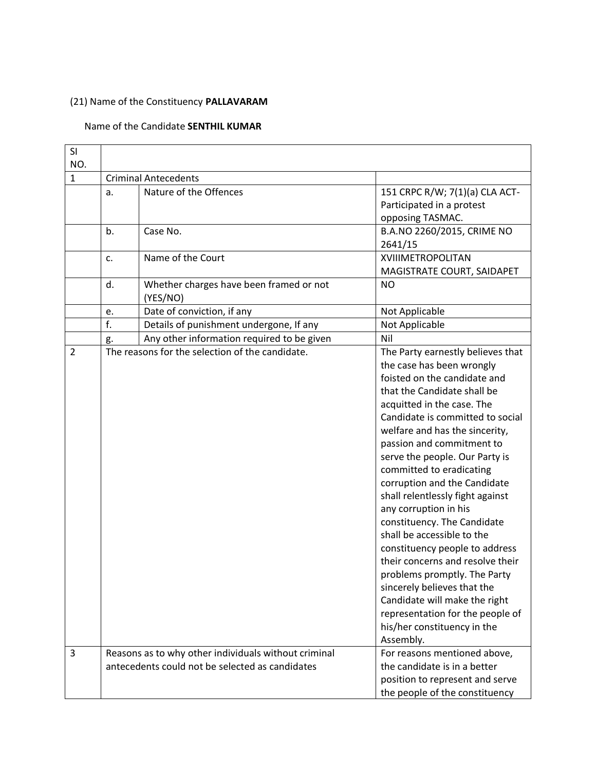(21) Name of the Constituency **PALLAVARAM**

Name of the Candidate **SENTHIL KUMAR**

| SI NO. | | | |
|---|---|---|---|
| 1 | Criminal Antecedents | | |
| | a. | Nature of the Offences | 151 CRPC R/W; 7(1)(a) CLA ACT- Participated in a protest opposing TASMAC. |
| | b. | Case No. | B.A.NO 2260/2015, CRIME NO 2641/15 |
| | c. | Name of the Court | XVIIIMETROPOLITAN MAGISTRATE COURT, SAIDAPET |
| | d. | Whether charges have been framed or not (YES/NO) | NO |
| | e. | Date of conviction, if any | Not Applicable |
| | f. | Details of punishment undergone, If any | Not Applicable |
| | g. | Any other information required to be given | Nil |
| 2 | The reasons for the selection of the candidate. | | The Party earnestly believes that the case has been wrongly foisted on the candidate and that the Candidate shall be acquitted in the case. The Candidate is committed to social welfare and has the sincerity, passion and commitment to serve the people. Our Party is committed to eradicating corruption and the Candidate shall relentlessly fight against any corruption in his constituency. The Candidate shall be accessible to the constituency people to address their concerns and resolve their problems promptly. The Party sincerely believes that the Candidate will make the right representation for the people of his/her constituency in the Assembly. |
| 3 | Reasons as to why other individuals without criminal antecedents could not be selected as candidates | | For reasons mentioned above, the candidate is in a better position to represent and serve the people of the constituency |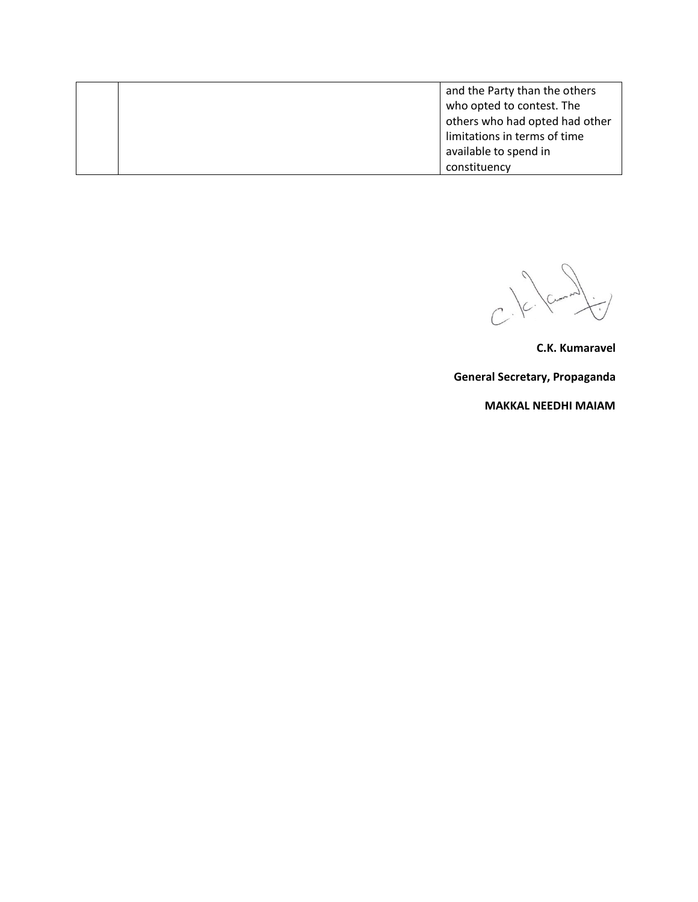| | | |
|---|---|---|
| | | and the Party than the others who opted to contest. The others who had opted had other limitations in terms of time available to spend in constituency |

**C.K. Kumaravel**

**General Secretary, Propaganda**

**MAKKAL NEEDHI MAIAM**